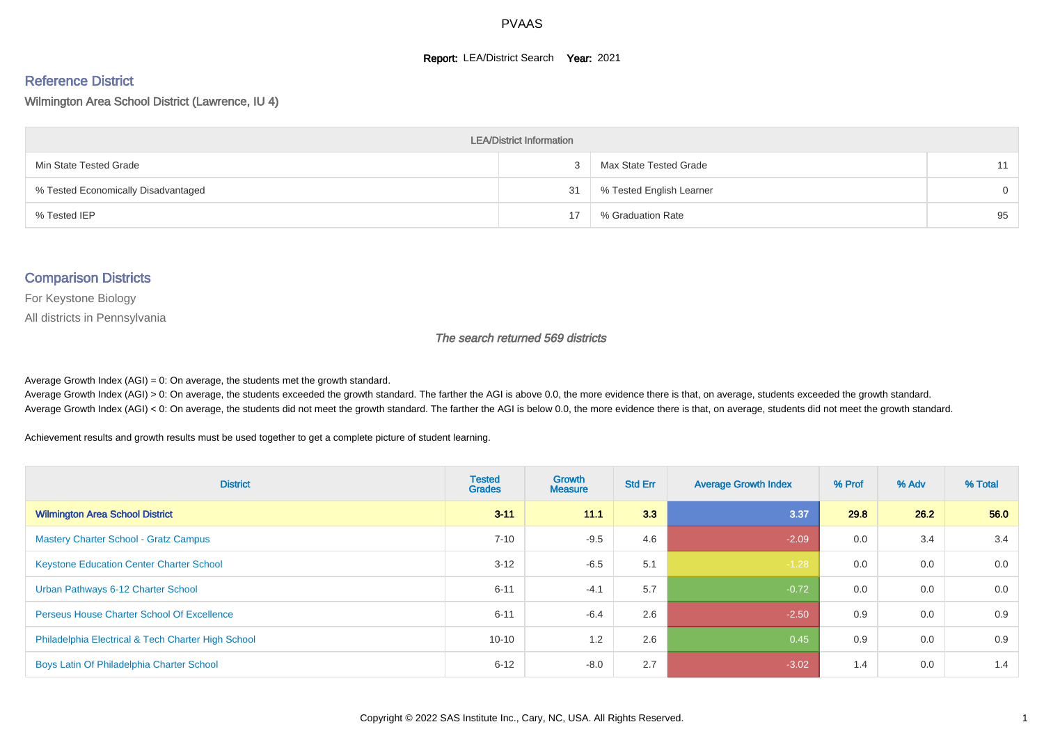# PVAAS

**Report:** LEA/District Search **Year:** 2021

## Reference District

Wilmington Area School District (Lawrence, IU 4)

| LEA/District Information | | | |
|---|---|---|---|
| Min State Tested Grade | 3 | Max State Tested Grade | 11 |
| % Tested Economically Disadvantaged | 31 | % Tested English Learner | 0 |
| % Tested IEP | 17 | % Graduation Rate | 95 |

## Comparison Districts

For Keystone Biology

All districts in Pennsylvania

*The search returned 569 districts*

Average Growth Index (AGI) = 0: On average, the students met the growth standard.
Average Growth Index (AGI) > 0: On average, the students exceeded the growth standard. The farther the AGI is above 0.0, the more evidence there is that, on average, students exceeded the growth standard.
Average Growth Index (AGI) < 0: On average, the students did not meet the growth standard. The farther the AGI is below 0.0, the more evidence there is that, on average, students did not meet the growth standard.

Achievement results and growth results must be used together to get a complete picture of student learning.

| District | Tested Grades | Growth Measure | Std Err | Average Growth Index | % Prof | % Adv | % Total |
|---|---|---|---|---|---|---|---|
| **Wilmington Area School District** | **3-11** | **11.1** | **3.3** | **3.37** | **29.8** | **26.2** | **56.0** |
| Mastery Charter School - Gratz Campus | 7-10 | -9.5 | 4.6 | -2.09 | 0.0 | 3.4 | 3.4 |
| Keystone Education Center Charter School | 3-12 | -6.5 | 5.1 | -1.28 | 0.0 | 0.0 | 0.0 |
| Urban Pathways 6-12 Charter School | 6-11 | -4.1 | 5.7 | -0.72 | 0.0 | 0.0 | 0.0 |
| Perseus House Charter School Of Excellence | 6-11 | -6.4 | 2.6 | -2.50 | 0.9 | 0.0 | 0.9 |
| Philadelphia Electrical & Tech Charter High School | 10-10 | 1.2 | 2.6 | 0.45 | 0.9 | 0.0 | 0.9 |
| Boys Latin Of Philadelphia Charter School | 6-12 | -8.0 | 2.7 | -3.02 | 1.4 | 0.0 | 1.4 |

Copyright © 2022 SAS Institute Inc., Cary, NC, USA. All Rights Reserved.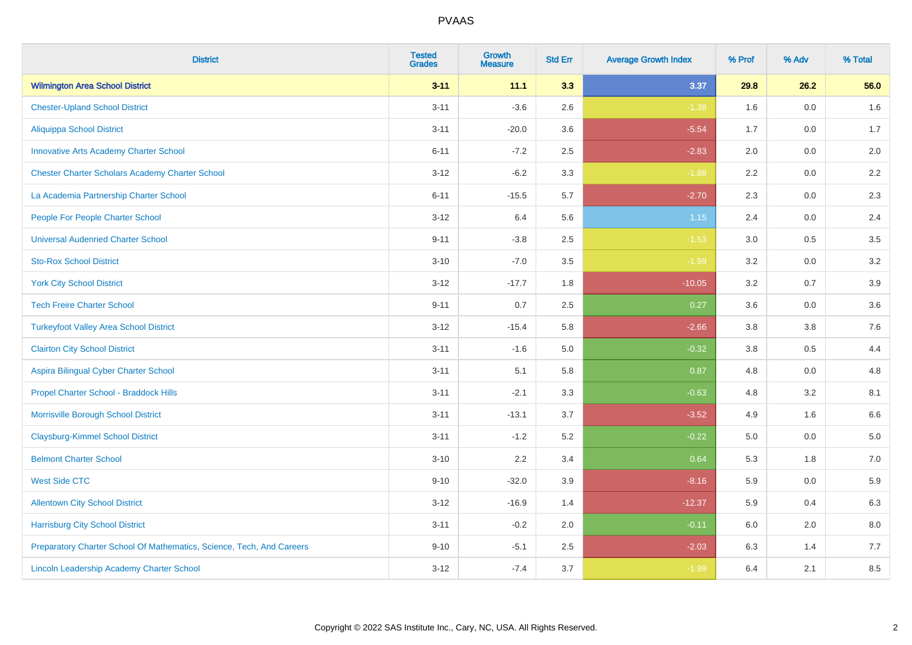| District | Tested Grades | Growth Measure | Std Err | Average Growth Index | % Prof | % Adv | % Total |
|---|---|---|---|---|---|---|---|
| **Wilmington Area School District** | **3-11** | **11.1** | **3.3** | **3.37** | **29.8** | **26.2** | **56.0** |
| Chester-Upland School District | 3-11 | -3.6 | 2.6 | -1.38 | 1.6 | 0.0 | 1.6 |
| Aliquippa School District | 3-11 | -20.0 | 3.6 | -5.54 | 1.7 | 0.0 | 1.7 |
| Innovative Arts Academy Charter School | 6-11 | -7.2 | 2.5 | -2.83 | 2.0 | 0.0 | 2.0 |
| Chester Charter Scholars Academy Charter School | 3-12 | -6.2 | 3.3 | -1.88 | 2.2 | 0.0 | 2.2 |
| La Academia Partnership Charter School | 6-11 | -15.5 | 5.7 | -2.70 | 2.3 | 0.0 | 2.3 |
| People For People Charter School | 3-12 | 6.4 | 5.6 | 1.15 | 2.4 | 0.0 | 2.4 |
| Universal Audenried Charter School | 9-11 | -3.8 | 2.5 | -1.53 | 3.0 | 0.5 | 3.5 |
| Sto-Rox School District | 3-10 | -7.0 | 3.5 | -1.99 | 3.2 | 0.0 | 3.2 |
| York City School District | 3-12 | -17.7 | 1.8 | -10.05 | 3.2 | 0.7 | 3.9 |
| Tech Freire Charter School | 9-11 | 0.7 | 2.5 | 0.27 | 3.6 | 0.0 | 3.6 |
| Turkeyfoot Valley Area School District | 3-12 | -15.4 | 5.8 | -2.66 | 3.8 | 3.8 | 7.6 |
| Clairton City School District | 3-11 | -1.6 | 5.0 | -0.32 | 3.8 | 0.5 | 4.4 |
| Aspira Bilingual Cyber Charter School | 3-11 | 5.1 | 5.8 | 0.87 | 4.8 | 0.0 | 4.8 |
| Propel Charter School - Braddock Hills | 3-11 | -2.1 | 3.3 | -0.63 | 4.8 | 3.2 | 8.1 |
| Morrisville Borough School District | 3-11 | -13.1 | 3.7 | -3.52 | 4.9 | 1.6 | 6.6 |
| Claysburg-Kimmel School District | 3-11 | -1.2 | 5.2 | -0.22 | 5.0 | 0.0 | 5.0 |
| Belmont Charter School | 3-10 | 2.2 | 3.4 | 0.64 | 5.3 | 1.8 | 7.0 |
| West Side CTC | 9-10 | -32.0 | 3.9 | -8.16 | 5.9 | 0.0 | 5.9 |
| Allentown City School District | 3-12 | -16.9 | 1.4 | -12.37 | 5.9 | 0.4 | 6.3 |
| Harrisburg City School District | 3-11 | -0.2 | 2.0 | -0.11 | 6.0 | 2.0 | 8.0 |
| Preparatory Charter School Of Mathematics, Science, Tech, And Careers | 9-10 | -5.1 | 2.5 | -2.03 | 6.3 | 1.4 | 7.7 |
| Lincoln Leadership Academy Charter School | 3-12 | -7.4 | 3.7 | -1.99 | 6.4 | 2.1 | 8.5 |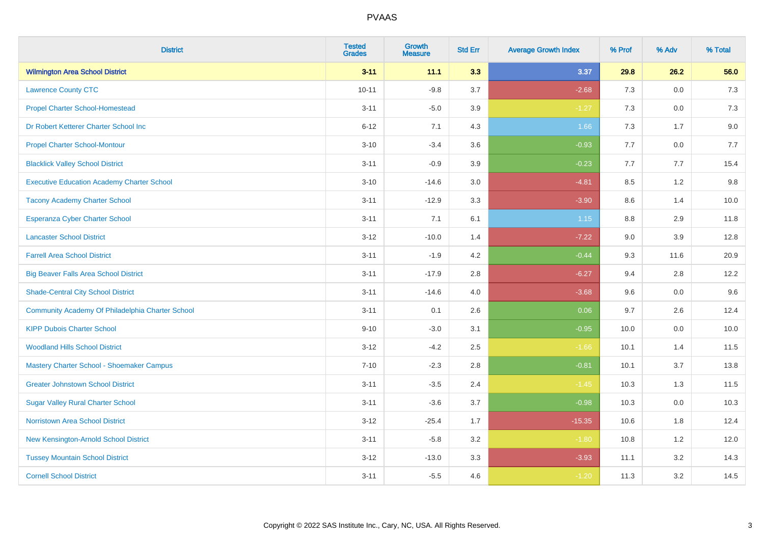# PVAAS

| District | Tested Grades | Growth Measure | Std Err | Average Growth Index | % Prof | % Adv | % Total |
|---|---|---|---|---|---|---|---|
| **Wilmington Area School District** | **3-11** | **11.1** | **3.3** | **3.37** | **29.8** | **26.2** | **56.0** |
| Lawrence County CTC | 10-11 | -9.8 | 3.7 | -2.68 | 7.3 | 0.0 | 7.3 |
| Propel Charter School-Homestead | 3-11 | -5.0 | 3.9 | -1.27 | 7.3 | 0.0 | 7.3 |
| Dr Robert Ketterer Charter School Inc | 6-12 | 7.1 | 4.3 | 1.66 | 7.3 | 1.7 | 9.0 |
| Propel Charter School-Montour | 3-10 | -3.4 | 3.6 | -0.93 | 7.7 | 0.0 | 7.7 |
| Blacklick Valley School District | 3-11 | -0.9 | 3.9 | -0.23 | 7.7 | 7.7 | 15.4 |
| Executive Education Academy Charter School | 3-10 | -14.6 | 3.0 | -4.81 | 8.5 | 1.2 | 9.8 |
| Tacony Academy Charter School | 3-11 | -12.9 | 3.3 | -3.90 | 8.6 | 1.4 | 10.0 |
| Esperanza Cyber Charter School | 3-11 | 7.1 | 6.1 | 1.15 | 8.8 | 2.9 | 11.8 |
| Lancaster School District | 3-12 | -10.0 | 1.4 | -7.22 | 9.0 | 3.9 | 12.8 |
| Farrell Area School District | 3-11 | -1.9 | 4.2 | -0.44 | 9.3 | 11.6 | 20.9 |
| Big Beaver Falls Area School District | 3-11 | -17.9 | 2.8 | -6.27 | 9.4 | 2.8 | 12.2 |
| Shade-Central City School District | 3-11 | -14.6 | 4.0 | -3.68 | 9.6 | 0.0 | 9.6 |
| Community Academy Of Philadelphia Charter School | 3-11 | 0.1 | 2.6 | 0.06 | 9.7 | 2.6 | 12.4 |
| KIPP Dubois Charter School | 9-10 | -3.0 | 3.1 | -0.95 | 10.0 | 0.0 | 10.0 |
| Woodland Hills School District | 3-12 | -4.2 | 2.5 | -1.66 | 10.1 | 1.4 | 11.5 |
| Mastery Charter School - Shoemaker Campus | 7-10 | -2.3 | 2.8 | -0.81 | 10.1 | 3.7 | 13.8 |
| Greater Johnstown School District | 3-11 | -3.5 | 2.4 | -1.45 | 10.3 | 1.3 | 11.5 |
| Sugar Valley Rural Charter School | 3-11 | -3.6 | 3.7 | -0.98 | 10.3 | 0.0 | 10.3 |
| Norristown Area School District | 3-12 | -25.4 | 1.7 | -15.35 | 10.6 | 1.8 | 12.4 |
| New Kensington-Arnold School District | 3-11 | -5.8 | 3.2 | -1.80 | 10.8 | 1.2 | 12.0 |
| Tussey Mountain School District | 3-12 | -13.0 | 3.3 | -3.93 | 11.1 | 3.2 | 14.3 |
| Cornell School District | 3-11 | -5.5 | 4.6 | -1.20 | 11.3 | 3.2 | 14.5 |

Copyright © 2022 SAS Institute Inc., Cary, NC, USA. All Rights Reserved.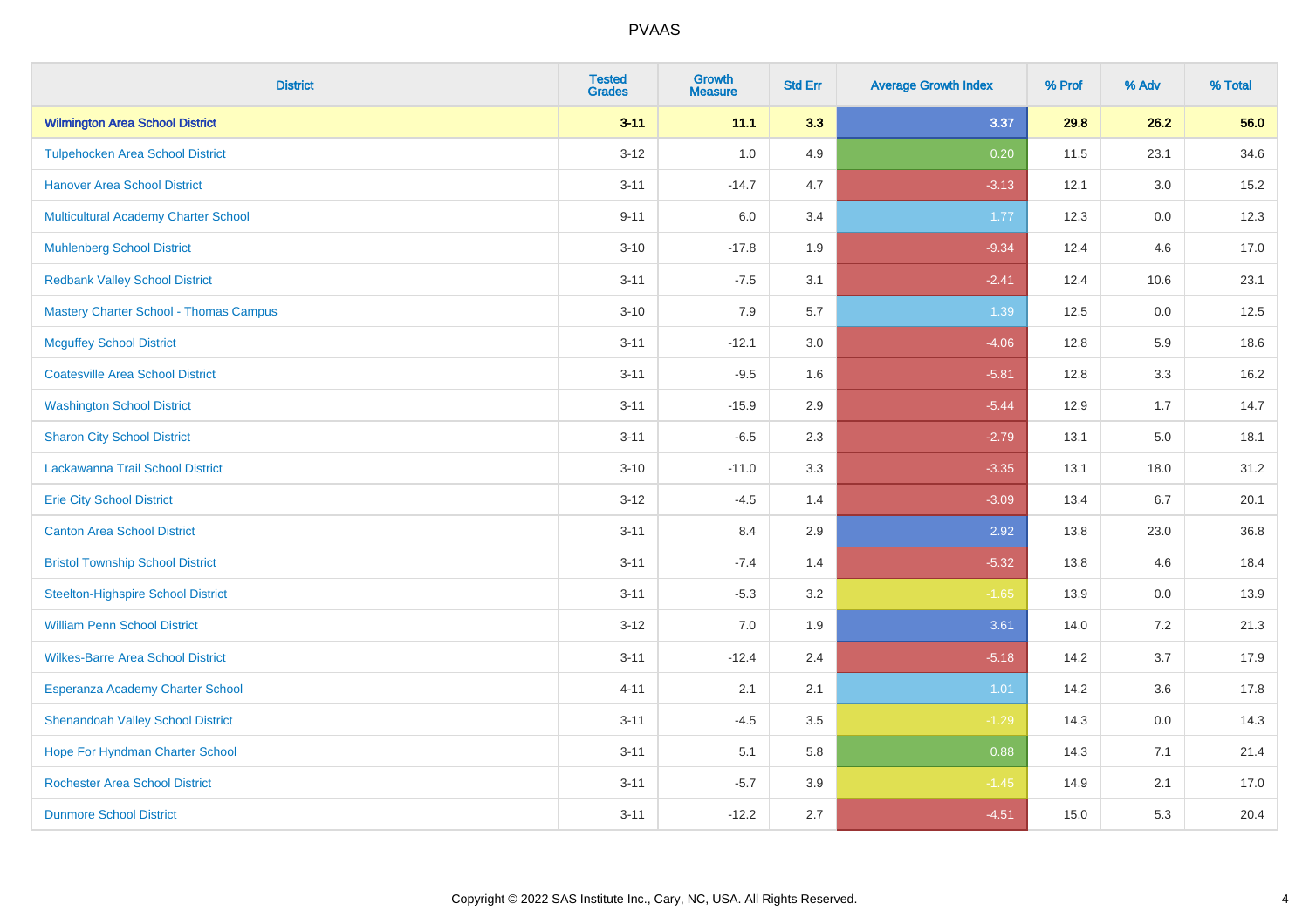# PVAAS

| District | Tested Grades | Growth Measure | Std Err | Average Growth Index | % Prof | % Adv | % Total |
|---|---|---|---|---|---|---|---|
| **Wilmington Area School District** | **3-11** | **11.1** | **3.3** | **3.37** | **29.8** | **26.2** | **56.0** |
| Tulpehocken Area School District | 3-12 | 1.0 | 4.9 | 0.20 | 11.5 | 23.1 | 34.6 |
| Hanover Area School District | 3-11 | -14.7 | 4.7 | -3.13 | 12.1 | 3.0 | 15.2 |
| Multicultural Academy Charter School | 9-11 | 6.0 | 3.4 | 1.77 | 12.3 | 0.0 | 12.3 |
| Muhlenberg School District | 3-10 | -17.8 | 1.9 | -9.34 | 12.4 | 4.6 | 17.0 |
| Redbank Valley School District | 3-11 | -7.5 | 3.1 | -2.41 | 12.4 | 10.6 | 23.1 |
| Mastery Charter School - Thomas Campus | 3-10 | 7.9 | 5.7 | 1.39 | 12.5 | 0.0 | 12.5 |
| Mcguffey School District | 3-11 | -12.1 | 3.0 | -4.06 | 12.8 | 5.9 | 18.6 |
| Coatesville Area School District | 3-11 | -9.5 | 1.6 | -5.81 | 12.8 | 3.3 | 16.2 |
| Washington School District | 3-11 | -15.9 | 2.9 | -5.44 | 12.9 | 1.7 | 14.7 |
| Sharon City School District | 3-11 | -6.5 | 2.3 | -2.79 | 13.1 | 5.0 | 18.1 |
| Lackawanna Trail School District | 3-10 | -11.0 | 3.3 | -3.35 | 13.1 | 18.0 | 31.2 |
| Erie City School District | 3-12 | -4.5 | 1.4 | -3.09 | 13.4 | 6.7 | 20.1 |
| Canton Area School District | 3-11 | 8.4 | 2.9 | 2.92 | 13.8 | 23.0 | 36.8 |
| Bristol Township School District | 3-11 | -7.4 | 1.4 | -5.32 | 13.8 | 4.6 | 18.4 |
| Steelton-Highspire School District | 3-11 | -5.3 | 3.2 | -1.65 | 13.9 | 0.0 | 13.9 |
| William Penn School District | 3-12 | 7.0 | 1.9 | 3.61 | 14.0 | 7.2 | 21.3 |
| Wilkes-Barre Area School District | 3-11 | -12.4 | 2.4 | -5.18 | 14.2 | 3.7 | 17.9 |
| Esperanza Academy Charter School | 4-11 | 2.1 | 2.1 | 1.01 | 14.2 | 3.6 | 17.8 |
| Shenandoah Valley School District | 3-11 | -4.5 | 3.5 | -1.29 | 14.3 | 0.0 | 14.3 |
| Hope For Hyndman Charter School | 3-11 | 5.1 | 5.8 | 0.88 | 14.3 | 7.1 | 21.4 |
| Rochester Area School District | 3-11 | -5.7 | 3.9 | -1.45 | 14.9 | 2.1 | 17.0 |
| Dunmore School District | 3-11 | -12.2 | 2.7 | -4.51 | 15.0 | 5.3 | 20.4 |

Copyright © 2022 SAS Institute Inc., Cary, NC, USA. All Rights Reserved.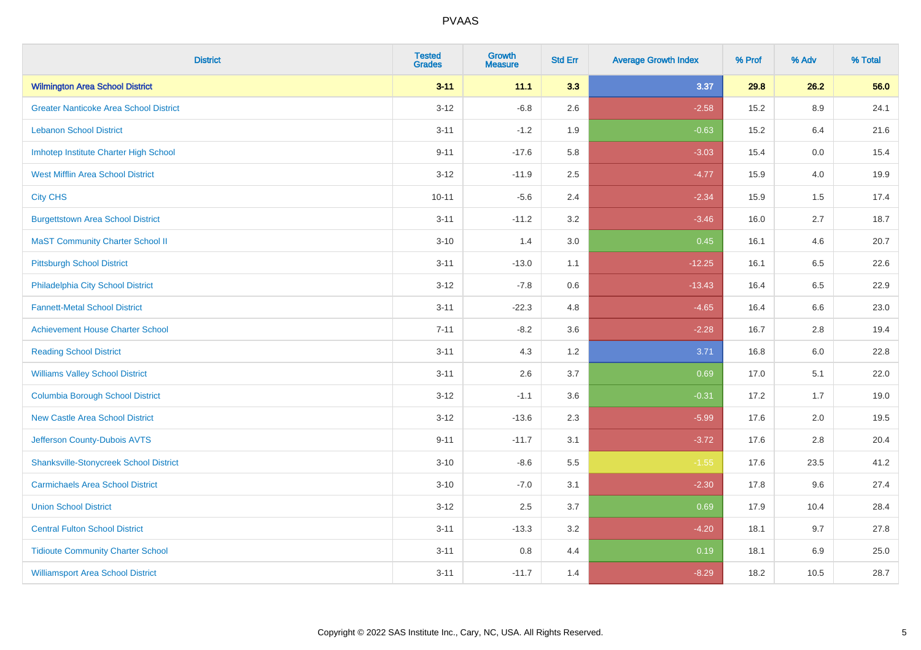PVAAS

| District | Tested Grades | Growth Measure | Std Err | Average Growth Index | % Prof | % Adv | % Total |
|---|---|---|---|---|---|---|---|
| **Wilmington Area School District** | **3-11** | **11.1** | **3.3** | **3.37** | **29.8** | **26.2** | **56.0** |
| Greater Nanticoke Area School District | 3-12 | -6.8 | 2.6 | -2.58 | 15.2 | 8.9 | 24.1 |
| Lebanon School District | 3-11 | -1.2 | 1.9 | -0.63 | 15.2 | 6.4 | 21.6 |
| Imhotep Institute Charter High School | 9-11 | -17.6 | 5.8 | -3.03 | 15.4 | 0.0 | 15.4 |
| West Mifflin Area School District | 3-12 | -11.9 | 2.5 | -4.77 | 15.9 | 4.0 | 19.9 |
| City CHS | 10-11 | -5.6 | 2.4 | -2.34 | 15.9 | 1.5 | 17.4 |
| Burgettstown Area School District | 3-11 | -11.2 | 3.2 | -3.46 | 16.0 | 2.7 | 18.7 |
| MaST Community Charter School II | 3-10 | 1.4 | 3.0 | 0.45 | 16.1 | 4.6 | 20.7 |
| Pittsburgh School District | 3-11 | -13.0 | 1.1 | -12.25 | 16.1 | 6.5 | 22.6 |
| Philadelphia City School District | 3-12 | -7.8 | 0.6 | -13.43 | 16.4 | 6.5 | 22.9 |
| Fannett-Metal School District | 3-11 | -22.3 | 4.8 | -4.65 | 16.4 | 6.6 | 23.0 |
| Achievement House Charter School | 7-11 | -8.2 | 3.6 | -2.28 | 16.7 | 2.8 | 19.4 |
| Reading School District | 3-11 | 4.3 | 1.2 | 3.71 | 16.8 | 6.0 | 22.8 |
| Williams Valley School District | 3-11 | 2.6 | 3.7 | 0.69 | 17.0 | 5.1 | 22.0 |
| Columbia Borough School District | 3-12 | -1.1 | 3.6 | -0.31 | 17.2 | 1.7 | 19.0 |
| New Castle Area School District | 3-12 | -13.6 | 2.3 | -5.99 | 17.6 | 2.0 | 19.5 |
| Jefferson County-Dubois AVTS | 9-11 | -11.7 | 3.1 | -3.72 | 17.6 | 2.8 | 20.4 |
| Shanksville-Stonycreek School District | 3-10 | -8.6 | 5.5 | -1.55 | 17.6 | 23.5 | 41.2 |
| Carmichaels Area School District | 3-10 | -7.0 | 3.1 | -2.30 | 17.8 | 9.6 | 27.4 |
| Union School District | 3-12 | 2.5 | 3.7 | 0.69 | 17.9 | 10.4 | 28.4 |
| Central Fulton School District | 3-11 | -13.3 | 3.2 | -4.20 | 18.1 | 9.7 | 27.8 |
| Tidioute Community Charter School | 3-11 | 0.8 | 4.4 | 0.19 | 18.1 | 6.9 | 25.0 |
| Williamsport Area School District | 3-11 | -11.7 | 1.4 | -8.29 | 18.2 | 10.5 | 28.7 |

Copyright © 2022 SAS Institute Inc., Cary, NC, USA. All Rights Reserved.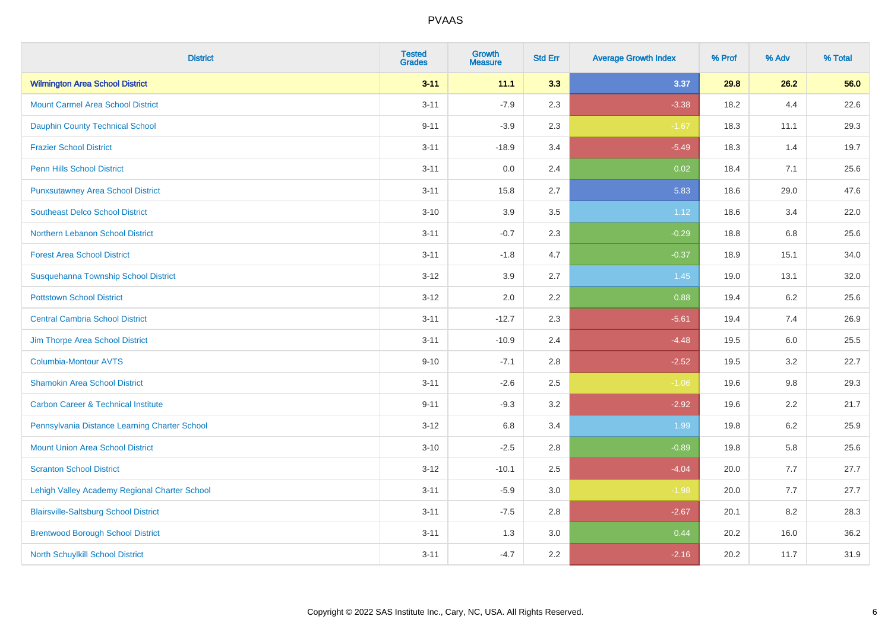# PVAAS

| District | Tested Grades | Growth Measure | Std Err | Average Growth Index | % Prof | % Adv | % Total |
|---|---|---|---|---|---|---|---|
| **Wilmington Area School District** | **3-11** | **11.1** | **3.3** | **3.37** | **29.8** | **26.2** | **56.0** |
| Mount Carmel Area School District | 3-11 | -7.9 | 2.3 | -3.38 | 18.2 | 4.4 | 22.6 |
| Dauphin County Technical School | 9-11 | -3.9 | 2.3 | -1.67 | 18.3 | 11.1 | 29.3 |
| Frazier School District | 3-11 | -18.9 | 3.4 | -5.49 | 18.3 | 1.4 | 19.7 |
| Penn Hills School District | 3-11 | 0.0 | 2.4 | 0.02 | 18.4 | 7.1 | 25.6 |
| Punxsutawney Area School District | 3-11 | 15.8 | 2.7 | 5.83 | 18.6 | 29.0 | 47.6 |
| Southeast Delco School District | 3-10 | 3.9 | 3.5 | 1.12 | 18.6 | 3.4 | 22.0 |
| Northern Lebanon School District | 3-11 | -0.7 | 2.3 | -0.29 | 18.8 | 6.8 | 25.6 |
| Forest Area School District | 3-11 | -1.8 | 4.7 | -0.37 | 18.9 | 15.1 | 34.0 |
| Susquehanna Township School District | 3-12 | 3.9 | 2.7 | 1.45 | 19.0 | 13.1 | 32.0 |
| Pottstown School District | 3-12 | 2.0 | 2.2 | 0.88 | 19.4 | 6.2 | 25.6 |
| Central Cambria School District | 3-11 | -12.7 | 2.3 | -5.61 | 19.4 | 7.4 | 26.9 |
| Jim Thorpe Area School District | 3-11 | -10.9 | 2.4 | -4.48 | 19.5 | 6.0 | 25.5 |
| Columbia-Montour AVTS | 9-10 | -7.1 | 2.8 | -2.52 | 19.5 | 3.2 | 22.7 |
| Shamokin Area School District | 3-11 | -2.6 | 2.5 | -1.06 | 19.6 | 9.8 | 29.3 |
| Carbon Career & Technical Institute | 9-11 | -9.3 | 3.2 | -2.92 | 19.6 | 2.2 | 21.7 |
| Pennsylvania Distance Learning Charter School | 3-12 | 6.8 | 3.4 | 1.99 | 19.8 | 6.2 | 25.9 |
| Mount Union Area School District | 3-10 | -2.5 | 2.8 | -0.89 | 19.8 | 5.8 | 25.6 |
| Scranton School District | 3-12 | -10.1 | 2.5 | -4.04 | 20.0 | 7.7 | 27.7 |
| Lehigh Valley Academy Regional Charter School | 3-11 | -5.9 | 3.0 | -1.98 | 20.0 | 7.7 | 27.7 |
| Blairsville-Saltsburg School District | 3-11 | -7.5 | 2.8 | -2.67 | 20.1 | 8.2 | 28.3 |
| Brentwood Borough School District | 3-11 | 1.3 | 3.0 | 0.44 | 20.2 | 16.0 | 36.2 |
| North Schuylkill School District | 3-11 | -4.7 | 2.2 | -2.16 | 20.2 | 11.7 | 31.9 |

Copyright © 2022 SAS Institute Inc., Cary, NC, USA. All Rights Reserved.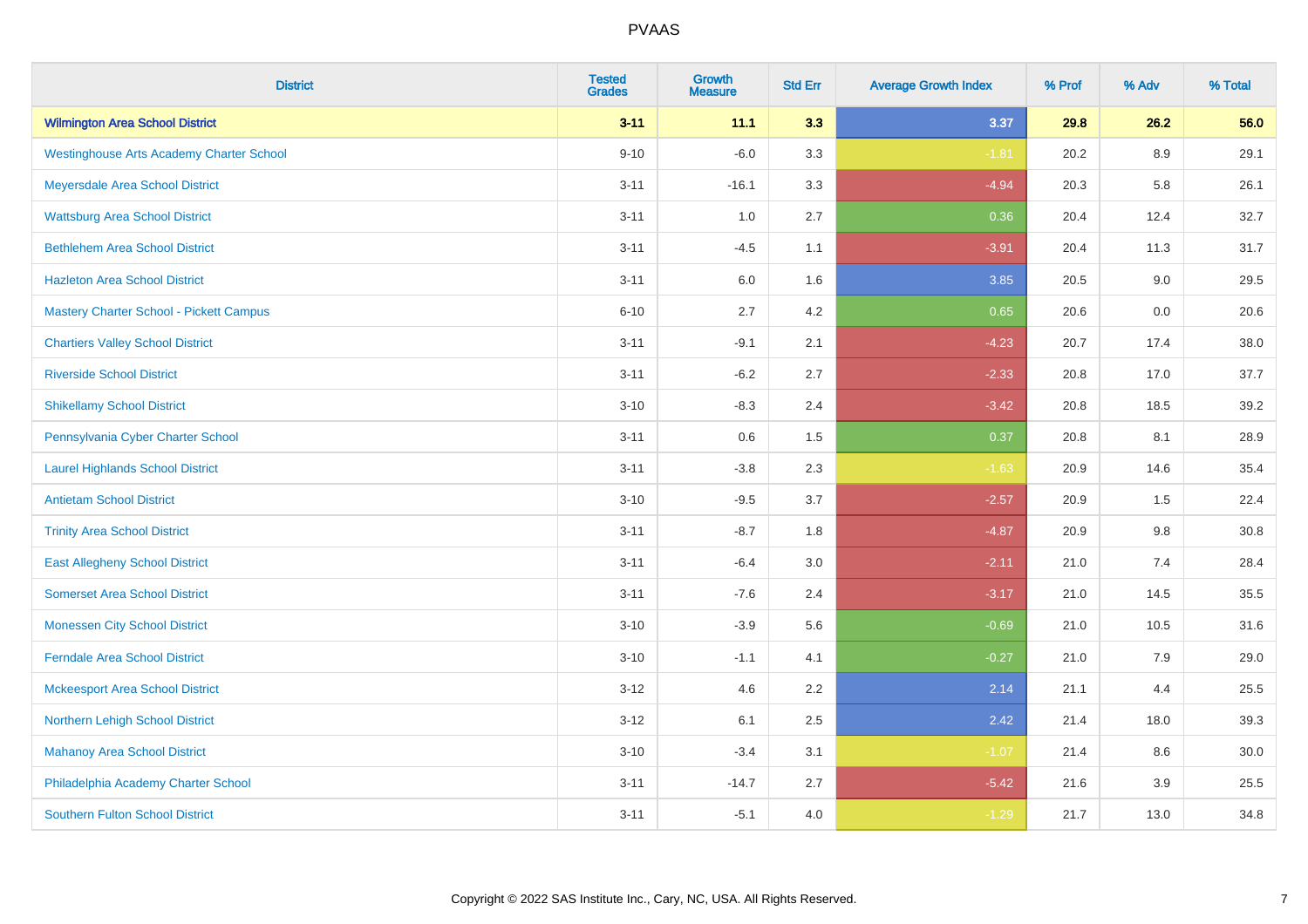# PVAAS

| District | Tested Grades | Growth Measure | Std Err | Average Growth Index | % Prof | % Adv | % Total |
|---|---|---|---|---|---|---|---|
| **Wilmington Area School District** | **3-11** | **11.1** | **3.3** | **3.37** | **29.8** | **26.2** | **56.0** |
| Westinghouse Arts Academy Charter School | 9-10 | -6.0 | 3.3 | -1.81 | 20.2 | 8.9 | 29.1 |
| Meyersdale Area School District | 3-11 | -16.1 | 3.3 | -4.94 | 20.3 | 5.8 | 26.1 |
| Wattsburg Area School District | 3-11 | 1.0 | 2.7 | 0.36 | 20.4 | 12.4 | 32.7 |
| Bethlehem Area School District | 3-11 | -4.5 | 1.1 | -3.91 | 20.4 | 11.3 | 31.7 |
| Hazleton Area School District | 3-11 | 6.0 | 1.6 | 3.85 | 20.5 | 9.0 | 29.5 |
| Mastery Charter School - Pickett Campus | 6-10 | 2.7 | 4.2 | 0.65 | 20.6 | 0.0 | 20.6 |
| Chartiers Valley School District | 3-11 | -9.1 | 2.1 | -4.23 | 20.7 | 17.4 | 38.0 |
| Riverside School District | 3-11 | -6.2 | 2.7 | -2.33 | 20.8 | 17.0 | 37.7 |
| Shikellamy School District | 3-10 | -8.3 | 2.4 | -3.42 | 20.8 | 18.5 | 39.2 |
| Pennsylvania Cyber Charter School | 3-11 | 0.6 | 1.5 | 0.37 | 20.8 | 8.1 | 28.9 |
| Laurel Highlands School District | 3-11 | -3.8 | 2.3 | -1.63 | 20.9 | 14.6 | 35.4 |
| Antietam School District | 3-10 | -9.5 | 3.7 | -2.57 | 20.9 | 1.5 | 22.4 |
| Trinity Area School District | 3-11 | -8.7 | 1.8 | -4.87 | 20.9 | 9.8 | 30.8 |
| East Allegheny School District | 3-11 | -6.4 | 3.0 | -2.11 | 21.0 | 7.4 | 28.4 |
| Somerset Area School District | 3-11 | -7.6 | 2.4 | -3.17 | 21.0 | 14.5 | 35.5 |
| Monessen City School District | 3-10 | -3.9 | 5.6 | -0.69 | 21.0 | 10.5 | 31.6 |
| Ferndale Area School District | 3-10 | -1.1 | 4.1 | -0.27 | 21.0 | 7.9 | 29.0 |
| Mckeesport Area School District | 3-12 | 4.6 | 2.2 | 2.14 | 21.1 | 4.4 | 25.5 |
| Northern Lehigh School District | 3-12 | 6.1 | 2.5 | 2.42 | 21.4 | 18.0 | 39.3 |
| Mahanoy Area School District | 3-10 | -3.4 | 3.1 | -1.07 | 21.4 | 8.6 | 30.0 |
| Philadelphia Academy Charter School | 3-11 | -14.7 | 2.7 | -5.42 | 21.6 | 3.9 | 25.5 |
| Southern Fulton School District | 3-11 | -5.1 | 4.0 | -1.29 | 21.7 | 13.0 | 34.8 |

Copyright © 2022 SAS Institute Inc., Cary, NC, USA. All Rights Reserved.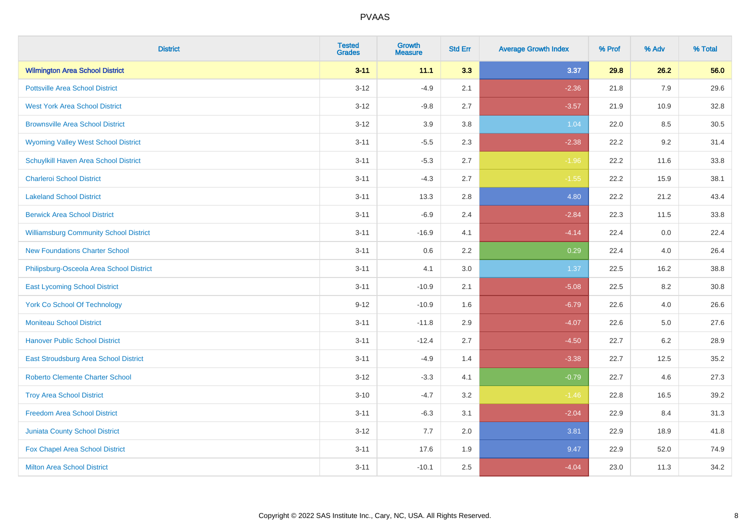# PVAAS

| District | Tested Grades | Growth Measure | Std Err | Average Growth Index | % Prof | % Adv | % Total |
|---|---|---|---|---|---|---|---|
| **Wilmington Area School District** | **3-11** | **11.1** | **3.3** | **3.37** | **29.8** | **26.2** | **56.0** |
| Pottsville Area School District | 3-12 | -4.9 | 2.1 | -2.36 | 21.8 | 7.9 | 29.6 |
| West York Area School District | 3-12 | -9.8 | 2.7 | -3.57 | 21.9 | 10.9 | 32.8 |
| Brownsville Area School District | 3-12 | 3.9 | 3.8 | 1.04 | 22.0 | 8.5 | 30.5 |
| Wyoming Valley West School District | 3-11 | -5.5 | 2.3 | -2.38 | 22.2 | 9.2 | 31.4 |
| Schuylkill Haven Area School District | 3-11 | -5.3 | 2.7 | -1.96 | 22.2 | 11.6 | 33.8 |
| Charleroi School District | 3-11 | -4.3 | 2.7 | -1.55 | 22.2 | 15.9 | 38.1 |
| Lakeland School District | 3-11 | 13.3 | 2.8 | 4.80 | 22.2 | 21.2 | 43.4 |
| Berwick Area School District | 3-11 | -6.9 | 2.4 | -2.84 | 22.3 | 11.5 | 33.8 |
| Williamsburg Community School District | 3-11 | -16.9 | 4.1 | -4.14 | 22.4 | 0.0 | 22.4 |
| New Foundations Charter School | 3-11 | 0.6 | 2.2 | 0.29 | 22.4 | 4.0 | 26.4 |
| Philipsburg-Osceola Area School District | 3-11 | 4.1 | 3.0 | 1.37 | 22.5 | 16.2 | 38.8 |
| East Lycoming School District | 3-11 | -10.9 | 2.1 | -5.08 | 22.5 | 8.2 | 30.8 |
| York Co School Of Technology | 9-12 | -10.9 | 1.6 | -6.79 | 22.6 | 4.0 | 26.6 |
| Moniteau School District | 3-11 | -11.8 | 2.9 | -4.07 | 22.6 | 5.0 | 27.6 |
| Hanover Public School District | 3-11 | -12.4 | 2.7 | -4.50 | 22.7 | 6.2 | 28.9 |
| East Stroudsburg Area School District | 3-11 | -4.9 | 1.4 | -3.38 | 22.7 | 12.5 | 35.2 |
| Roberto Clemente Charter School | 3-12 | -3.3 | 4.1 | -0.79 | 22.7 | 4.6 | 27.3 |
| Troy Area School District | 3-10 | -4.7 | 3.2 | -1.46 | 22.8 | 16.5 | 39.2 |
| Freedom Area School District | 3-11 | -6.3 | 3.1 | -2.04 | 22.9 | 8.4 | 31.3 |
| Juniata County School District | 3-12 | 7.7 | 2.0 | 3.81 | 22.9 | 18.9 | 41.8 |
| Fox Chapel Area School District | 3-11 | 17.6 | 1.9 | 9.47 | 22.9 | 52.0 | 74.9 |
| Milton Area School District | 3-11 | -10.1 | 2.5 | -4.04 | 23.0 | 11.3 | 34.2 |

Copyright © 2022 SAS Institute Inc., Cary, NC, USA. All Rights Reserved.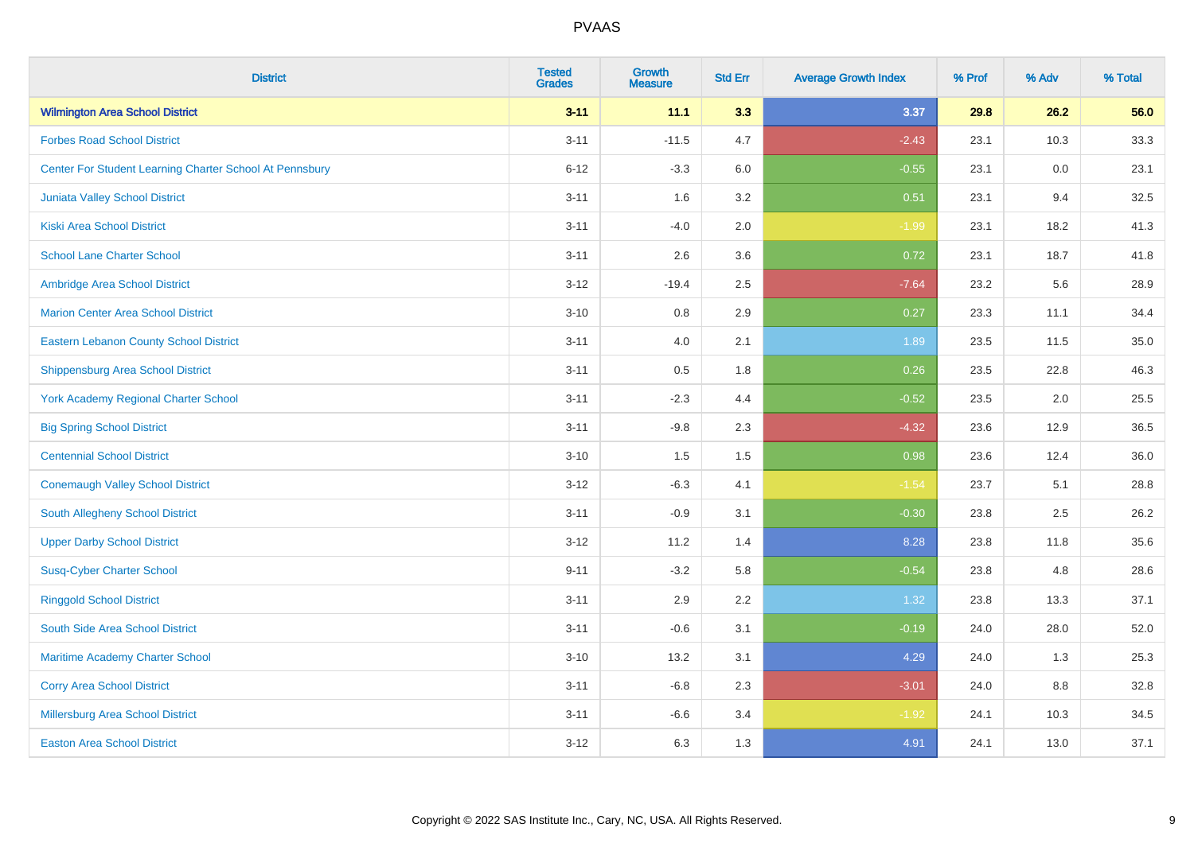PVAAS

| District | Tested Grades | Growth Measure | Std Err | Average Growth Index | % Prof | % Adv | % Total |
|---|---|---|---|---|---|---|---|
| **Wilmington Area School District** | **3-11** | **11.1** | **3.3** | **3.37** | **29.8** | **26.2** | **56.0** |
| Forbes Road School District | 3-11 | -11.5 | 4.7 | -2.43 | 23.1 | 10.3 | 33.3 |
| Center For Student Learning Charter School At Pennsbury | 6-12 | -3.3 | 6.0 | -0.55 | 23.1 | 0.0 | 23.1 |
| Juniata Valley School District | 3-11 | 1.6 | 3.2 | 0.51 | 23.1 | 9.4 | 32.5 |
| Kiski Area School District | 3-11 | -4.0 | 2.0 | -1.99 | 23.1 | 18.2 | 41.3 |
| School Lane Charter School | 3-11 | 2.6 | 3.6 | 0.72 | 23.1 | 18.7 | 41.8 |
| Ambridge Area School District | 3-12 | -19.4 | 2.5 | -7.64 | 23.2 | 5.6 | 28.9 |
| Marion Center Area School District | 3-10 | 0.8 | 2.9 | 0.27 | 23.3 | 11.1 | 34.4 |
| Eastern Lebanon County School District | 3-11 | 4.0 | 2.1 | 1.89 | 23.5 | 11.5 | 35.0 |
| Shippensburg Area School District | 3-11 | 0.5 | 1.8 | 0.26 | 23.5 | 22.8 | 46.3 |
| York Academy Regional Charter School | 3-11 | -2.3 | 4.4 | -0.52 | 23.5 | 2.0 | 25.5 |
| Big Spring School District | 3-11 | -9.8 | 2.3 | -4.32 | 23.6 | 12.9 | 36.5 |
| Centennial School District | 3-10 | 1.5 | 1.5 | 0.98 | 23.6 | 12.4 | 36.0 |
| Conemaugh Valley School District | 3-12 | -6.3 | 4.1 | -1.54 | 23.7 | 5.1 | 28.8 |
| South Allegheny School District | 3-11 | -0.9 | 3.1 | -0.30 | 23.8 | 2.5 | 26.2 |
| Upper Darby School District | 3-12 | 11.2 | 1.4 | 8.28 | 23.8 | 11.8 | 35.6 |
| Susq-Cyber Charter School | 9-11 | -3.2 | 5.8 | -0.54 | 23.8 | 4.8 | 28.6 |
| Ringgold School District | 3-11 | 2.9 | 2.2 | 1.32 | 23.8 | 13.3 | 37.1 |
| South Side Area School District | 3-11 | -0.6 | 3.1 | -0.19 | 24.0 | 28.0 | 52.0 |
| Maritime Academy Charter School | 3-10 | 13.2 | 3.1 | 4.29 | 24.0 | 1.3 | 25.3 |
| Corry Area School District | 3-11 | -6.8 | 2.3 | -3.01 | 24.0 | 8.8 | 32.8 |
| Millersburg Area School District | 3-11 | -6.6 | 3.4 | -1.92 | 24.1 | 10.3 | 34.5 |
| Easton Area School District | 3-12 | 6.3 | 1.3 | 4.91 | 24.1 | 13.0 | 37.1 |

Copyright © 2022 SAS Institute Inc., Cary, NC, USA. All Rights Reserved.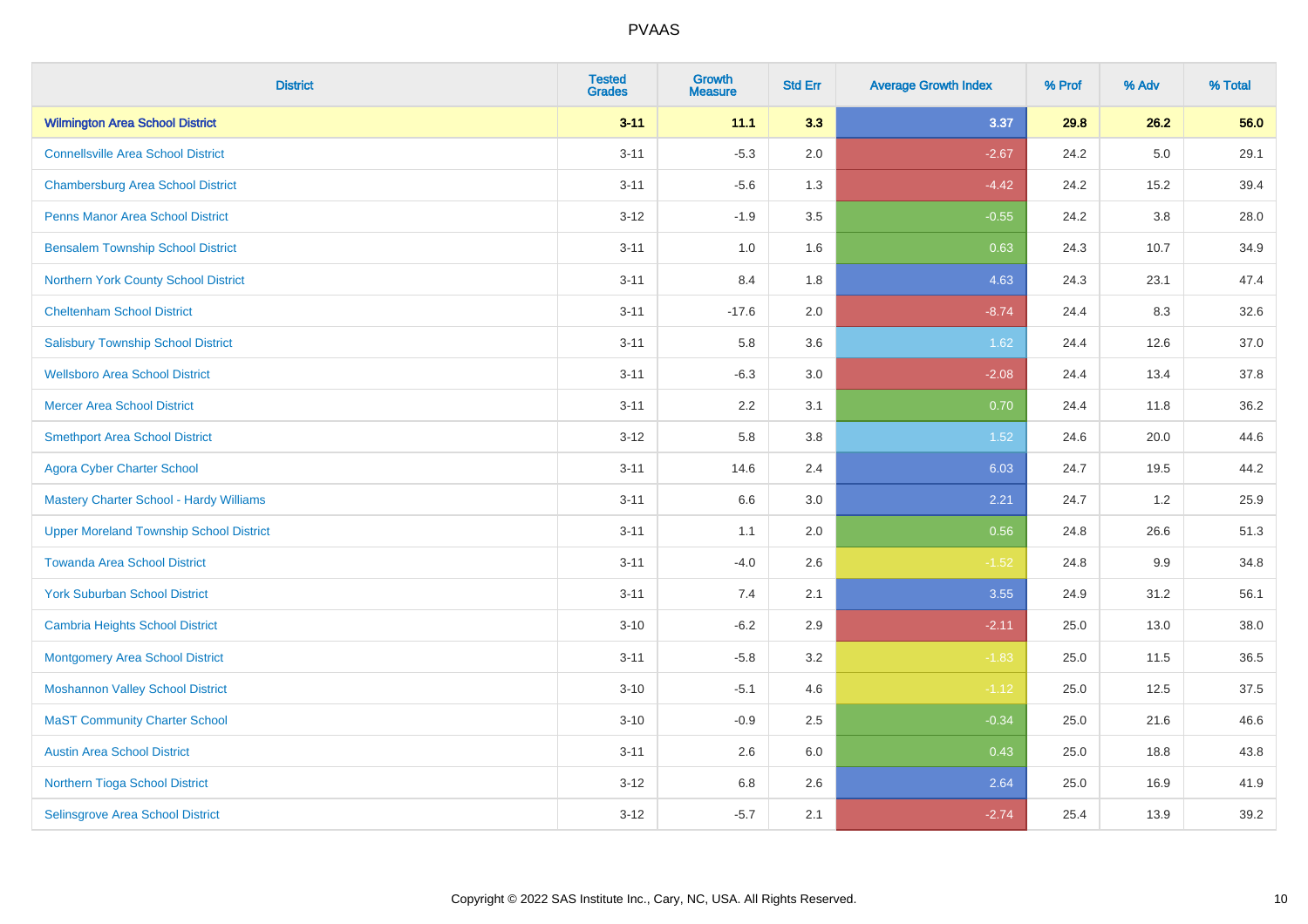| District | Tested Grades | Growth Measure | Std Err | Average Growth Index | % Prof | % Adv | % Total |
|---|---|---|---|---|---|---|---|
| **Wilmington Area School District** | **3-11** | **11.1** | **3.3** | **3.37** | **29.8** | **26.2** | **56.0** |
| Connellsville Area School District | 3-11 | -5.3 | 2.0 | -2.67 | 24.2 | 5.0 | 29.1 |
| Chambersburg Area School District | 3-11 | -5.6 | 1.3 | -4.42 | 24.2 | 15.2 | 39.4 |
| Penns Manor Area School District | 3-12 | -1.9 | 3.5 | -0.55 | 24.2 | 3.8 | 28.0 |
| Bensalem Township School District | 3-11 | 1.0 | 1.6 | 0.63 | 24.3 | 10.7 | 34.9 |
| Northern York County School District | 3-11 | 8.4 | 1.8 | 4.63 | 24.3 | 23.1 | 47.4 |
| Cheltenham School District | 3-11 | -17.6 | 2.0 | -8.74 | 24.4 | 8.3 | 32.6 |
| Salisbury Township School District | 3-11 | 5.8 | 3.6 | 1.62 | 24.4 | 12.6 | 37.0 |
| Wellsboro Area School District | 3-11 | -6.3 | 3.0 | -2.08 | 24.4 | 13.4 | 37.8 |
| Mercer Area School District | 3-11 | 2.2 | 3.1 | 0.70 | 24.4 | 11.8 | 36.2 |
| Smethport Area School District | 3-12 | 5.8 | 3.8 | 1.52 | 24.6 | 20.0 | 44.6 |
| Agora Cyber Charter School | 3-11 | 14.6 | 2.4 | 6.03 | 24.7 | 19.5 | 44.2 |
| Mastery Charter School - Hardy Williams | 3-11 | 6.6 | 3.0 | 2.21 | 24.7 | 1.2 | 25.9 |
| Upper Moreland Township School District | 3-11 | 1.1 | 2.0 | 0.56 | 24.8 | 26.6 | 51.3 |
| Towanda Area School District | 3-11 | -4.0 | 2.6 | -1.52 | 24.8 | 9.9 | 34.8 |
| York Suburban School District | 3-11 | 7.4 | 2.1 | 3.55 | 24.9 | 31.2 | 56.1 |
| Cambria Heights School District | 3-10 | -6.2 | 2.9 | -2.11 | 25.0 | 13.0 | 38.0 |
| Montgomery Area School District | 3-11 | -5.8 | 3.2 | -1.83 | 25.0 | 11.5 | 36.5 |
| Moshannon Valley School District | 3-10 | -5.1 | 4.6 | -1.12 | 25.0 | 12.5 | 37.5 |
| MaST Community Charter School | 3-10 | -0.9 | 2.5 | -0.34 | 25.0 | 21.6 | 46.6 |
| Austin Area School District | 3-11 | 2.6 | 6.0 | 0.43 | 25.0 | 18.8 | 43.8 |
| Northern Tioga School District | 3-12 | 6.8 | 2.6 | 2.64 | 25.0 | 16.9 | 41.9 |
| Selinsgrove Area School District | 3-12 | -5.7 | 2.1 | -2.74 | 25.4 | 13.9 | 39.2 |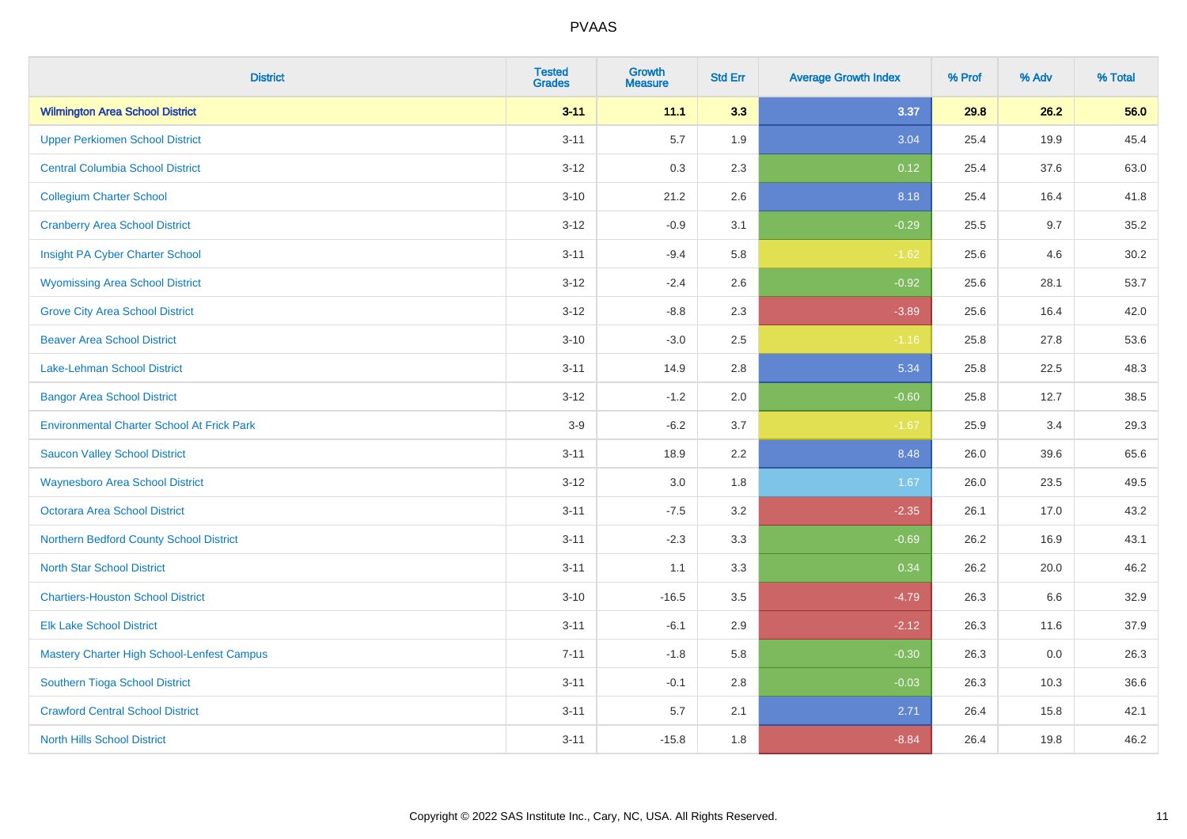| District | Tested Grades | Growth Measure | Std Err | Average Growth Index | % Prof | % Adv | % Total |
|---|---|---|---|---|---|---|---|
| **Wilmington Area School District** | **3-11** | **11.1** | **3.3** | **3.37** | **29.8** | **26.2** | **56.0** |
| Upper Perkiomen School District | 3-11 | 5.7 | 1.9 | 3.04 | 25.4 | 19.9 | 45.4 |
| Central Columbia School District | 3-12 | 0.3 | 2.3 | 0.12 | 25.4 | 37.6 | 63.0 |
| Collegium Charter School | 3-10 | 21.2 | 2.6 | 8.18 | 25.4 | 16.4 | 41.8 |
| Cranberry Area School District | 3-12 | -0.9 | 3.1 | -0.29 | 25.5 | 9.7 | 35.2 |
| Insight PA Cyber Charter School | 3-11 | -9.4 | 5.8 | -1.62 | 25.6 | 4.6 | 30.2 |
| Wyomissing Area School District | 3-12 | -2.4 | 2.6 | -0.92 | 25.6 | 28.1 | 53.7 |
| Grove City Area School District | 3-12 | -8.8 | 2.3 | -3.89 | 25.6 | 16.4 | 42.0 |
| Beaver Area School District | 3-10 | -3.0 | 2.5 | -1.16 | 25.8 | 27.8 | 53.6 |
| Lake-Lehman School District | 3-11 | 14.9 | 2.8 | 5.34 | 25.8 | 22.5 | 48.3 |
| Bangor Area School District | 3-12 | -1.2 | 2.0 | -0.60 | 25.8 | 12.7 | 38.5 |
| Environmental Charter School At Frick Park | 3-9 | -6.2 | 3.7 | -1.67 | 25.9 | 3.4 | 29.3 |
| Saucon Valley School District | 3-11 | 18.9 | 2.2 | 8.48 | 26.0 | 39.6 | 65.6 |
| Waynesboro Area School District | 3-12 | 3.0 | 1.8 | 1.67 | 26.0 | 23.5 | 49.5 |
| Octorara Area School District | 3-11 | -7.5 | 3.2 | -2.35 | 26.1 | 17.0 | 43.2 |
| Northern Bedford County School District | 3-11 | -2.3 | 3.3 | -0.69 | 26.2 | 16.9 | 43.1 |
| North Star School District | 3-11 | 1.1 | 3.3 | 0.34 | 26.2 | 20.0 | 46.2 |
| Chartiers-Houston School District | 3-10 | -16.5 | 3.5 | -4.79 | 26.3 | 6.6 | 32.9 |
| Elk Lake School District | 3-11 | -6.1 | 2.9 | -2.12 | 26.3 | 11.6 | 37.9 |
| Mastery Charter High School-Lenfest Campus | 7-11 | -1.8 | 5.8 | -0.30 | 26.3 | 0.0 | 26.3 |
| Southern Tioga School District | 3-11 | -0.1 | 2.8 | -0.03 | 26.3 | 10.3 | 36.6 |
| Crawford Central School District | 3-11 | 5.7 | 2.1 | 2.71 | 26.4 | 15.8 | 42.1 |
| North Hills School District | 3-11 | -15.8 | 1.8 | -8.84 | 26.4 | 19.8 | 46.2 |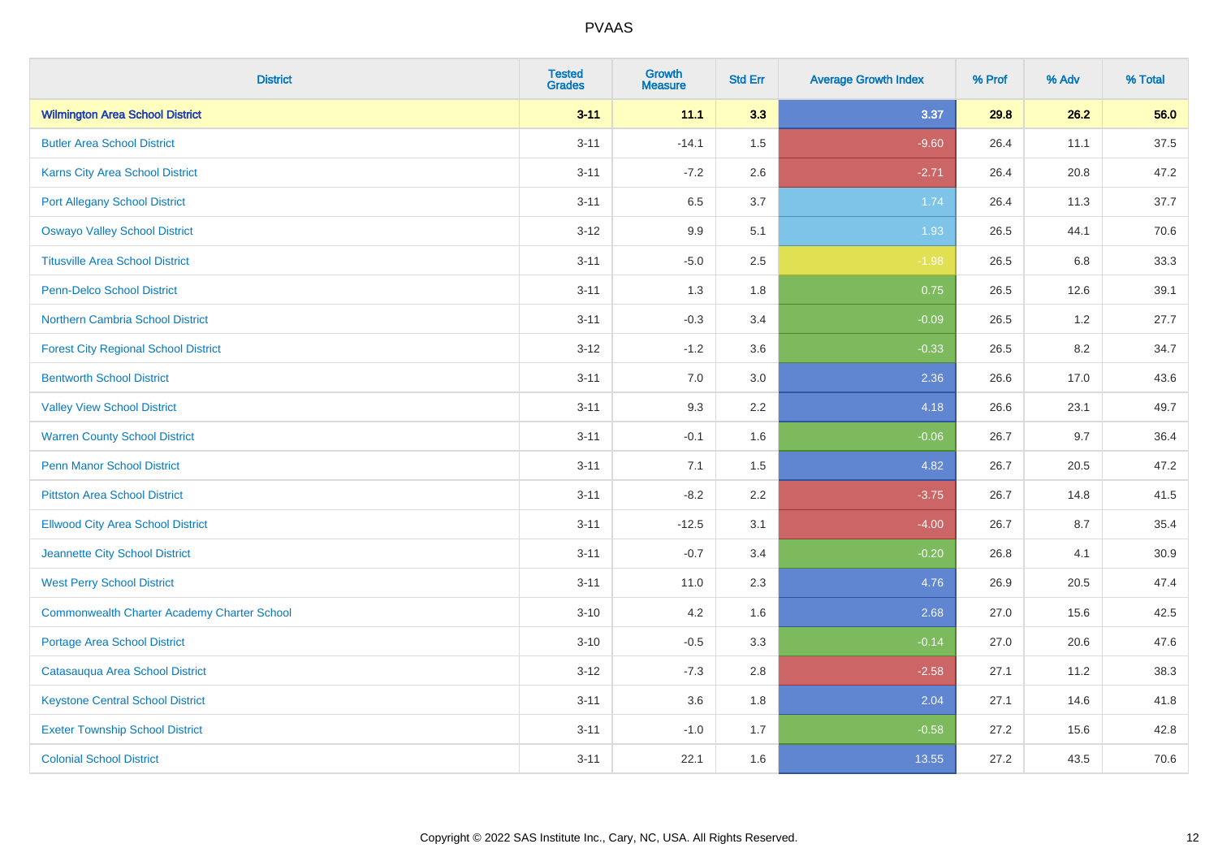| District | Tested Grades | Growth Measure | Std Err | Average Growth Index | % Prof | % Adv | % Total |
|---|---|---|---|---|---|---|---|
| **Wilmington Area School District** | **3-11** | **11.1** | **3.3** | **3.37** | **29.8** | **26.2** | **56.0** |
| Butler Area School District | 3-11 | -14.1 | 1.5 | -9.60 | 26.4 | 11.1 | 37.5 |
| Karns City Area School District | 3-11 | -7.2 | 2.6 | -2.71 | 26.4 | 20.8 | 47.2 |
| Port Allegany School District | 3-11 | 6.5 | 3.7 | 1.74 | 26.4 | 11.3 | 37.7 |
| Oswayo Valley School District | 3-12 | 9.9 | 5.1 | 1.93 | 26.5 | 44.1 | 70.6 |
| Titusville Area School District | 3-11 | -5.0 | 2.5 | -1.98 | 26.5 | 6.8 | 33.3 |
| Penn-Delco School District | 3-11 | 1.3 | 1.8 | 0.75 | 26.5 | 12.6 | 39.1 |
| Northern Cambria School District | 3-11 | -0.3 | 3.4 | -0.09 | 26.5 | 1.2 | 27.7 |
| Forest City Regional School District | 3-12 | -1.2 | 3.6 | -0.33 | 26.5 | 8.2 | 34.7 |
| Bentworth School District | 3-11 | 7.0 | 3.0 | 2.36 | 26.6 | 17.0 | 43.6 |
| Valley View School District | 3-11 | 9.3 | 2.2 | 4.18 | 26.6 | 23.1 | 49.7 |
| Warren County School District | 3-11 | -0.1 | 1.6 | -0.06 | 26.7 | 9.7 | 36.4 |
| Penn Manor School District | 3-11 | 7.1 | 1.5 | 4.82 | 26.7 | 20.5 | 47.2 |
| Pittston Area School District | 3-11 | -8.2 | 2.2 | -3.75 | 26.7 | 14.8 | 41.5 |
| Ellwood City Area School District | 3-11 | -12.5 | 3.1 | -4.00 | 26.7 | 8.7 | 35.4 |
| Jeannette City School District | 3-11 | -0.7 | 3.4 | -0.20 | 26.8 | 4.1 | 30.9 |
| West Perry School District | 3-11 | 11.0 | 2.3 | 4.76 | 26.9 | 20.5 | 47.4 |
| Commonwealth Charter Academy Charter School | 3-10 | 4.2 | 1.6 | 2.68 | 27.0 | 15.6 | 42.5 |
| Portage Area School District | 3-10 | -0.5 | 3.3 | -0.14 | 27.0 | 20.6 | 47.6 |
| Catasauqua Area School District | 3-12 | -7.3 | 2.8 | -2.58 | 27.1 | 11.2 | 38.3 |
| Keystone Central School District | 3-11 | 3.6 | 1.8 | 2.04 | 27.1 | 14.6 | 41.8 |
| Exeter Township School District | 3-11 | -1.0 | 1.7 | -0.58 | 27.2 | 15.6 | 42.8 |
| Colonial School District | 3-11 | 22.1 | 1.6 | 13.55 | 27.2 | 43.5 | 70.6 |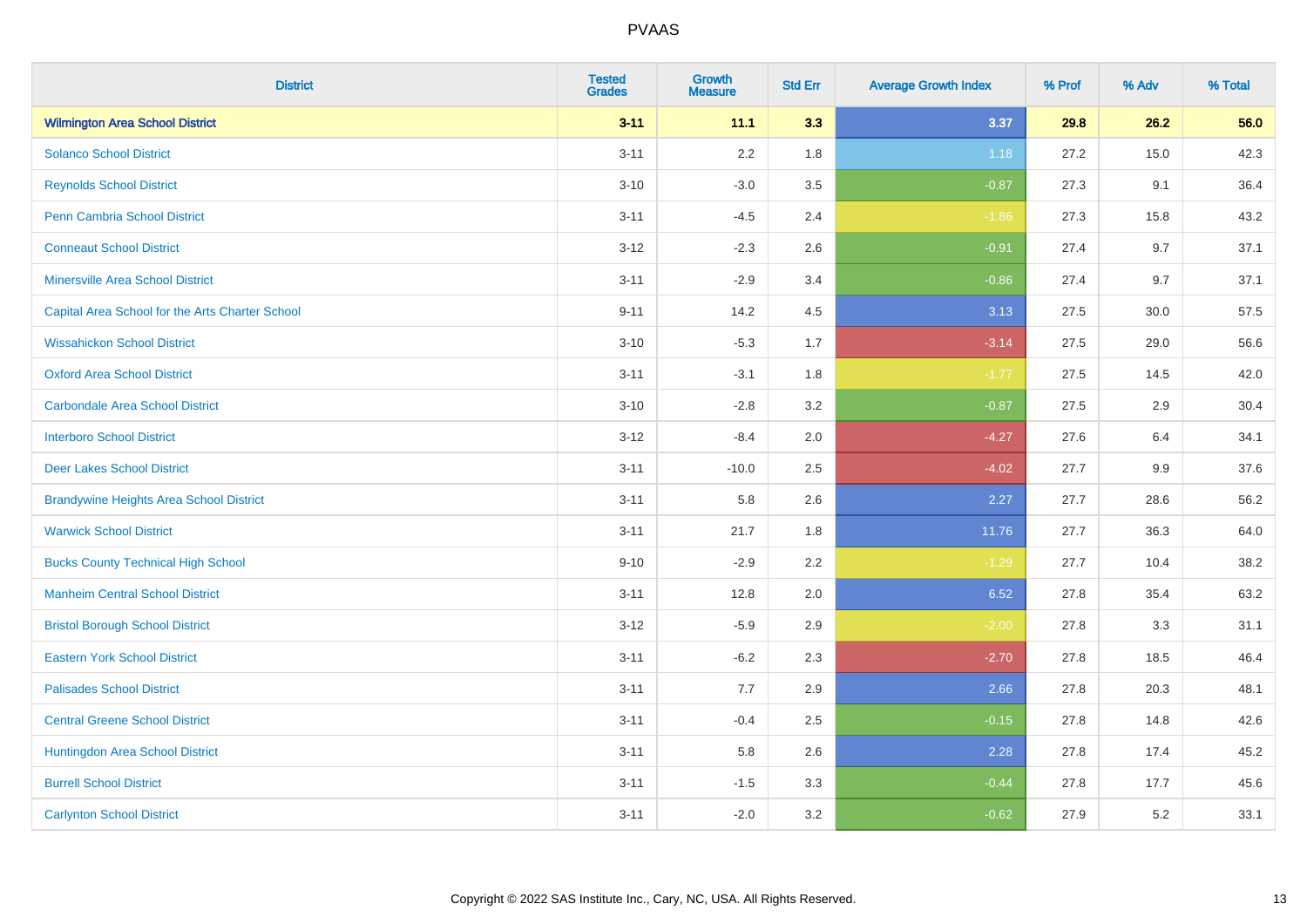| District | Tested Grades | Growth Measure | Std Err | Average Growth Index | % Prof | % Adv | % Total |
|---|---|---|---|---|---|---|---|
| **Wilmington Area School District** | **3-11** | **11.1** | **3.3** | **3.37** | **29.8** | **26.2** | **56.0** |
| Solanco School District | 3-11 | 2.2 | 1.8 | 1.18 | 27.2 | 15.0 | 42.3 |
| Reynolds School District | 3-10 | -3.0 | 3.5 | -0.87 | 27.3 | 9.1 | 36.4 |
| Penn Cambria School District | 3-11 | -4.5 | 2.4 | -1.86 | 27.3 | 15.8 | 43.2 |
| Conneaut School District | 3-12 | -2.3 | 2.6 | -0.91 | 27.4 | 9.7 | 37.1 |
| Minersville Area School District | 3-11 | -2.9 | 3.4 | -0.86 | 27.4 | 9.7 | 37.1 |
| Capital Area School for the Arts Charter School | 9-11 | 14.2 | 4.5 | 3.13 | 27.5 | 30.0 | 57.5 |
| Wissahickon School District | 3-10 | -5.3 | 1.7 | -3.14 | 27.5 | 29.0 | 56.6 |
| Oxford Area School District | 3-11 | -3.1 | 1.8 | -1.77 | 27.5 | 14.5 | 42.0 |
| Carbondale Area School District | 3-10 | -2.8 | 3.2 | -0.87 | 27.5 | 2.9 | 30.4 |
| Interboro School District | 3-12 | -8.4 | 2.0 | -4.27 | 27.6 | 6.4 | 34.1 |
| Deer Lakes School District | 3-11 | -10.0 | 2.5 | -4.02 | 27.7 | 9.9 | 37.6 |
| Brandywine Heights Area School District | 3-11 | 5.8 | 2.6 | 2.27 | 27.7 | 28.6 | 56.2 |
| Warwick School District | 3-11 | 21.7 | 1.8 | 11.76 | 27.7 | 36.3 | 64.0 |
| Bucks County Technical High School | 9-10 | -2.9 | 2.2 | -1.29 | 27.7 | 10.4 | 38.2 |
| Manheim Central School District | 3-11 | 12.8 | 2.0 | 6.52 | 27.8 | 35.4 | 63.2 |
| Bristol Borough School District | 3-12 | -5.9 | 2.9 | -2.00 | 27.8 | 3.3 | 31.1 |
| Eastern York School District | 3-11 | -6.2 | 2.3 | -2.70 | 27.8 | 18.5 | 46.4 |
| Palisades School District | 3-11 | 7.7 | 2.9 | 2.66 | 27.8 | 20.3 | 48.1 |
| Central Greene School District | 3-11 | -0.4 | 2.5 | -0.15 | 27.8 | 14.8 | 42.6 |
| Huntingdon Area School District | 3-11 | 5.8 | 2.6 | 2.28 | 27.8 | 17.4 | 45.2 |
| Burrell School District | 3-11 | -1.5 | 3.3 | -0.44 | 27.8 | 17.7 | 45.6 |
| Carlynton School District | 3-11 | -2.0 | 3.2 | -0.62 | 27.9 | 5.2 | 33.1 |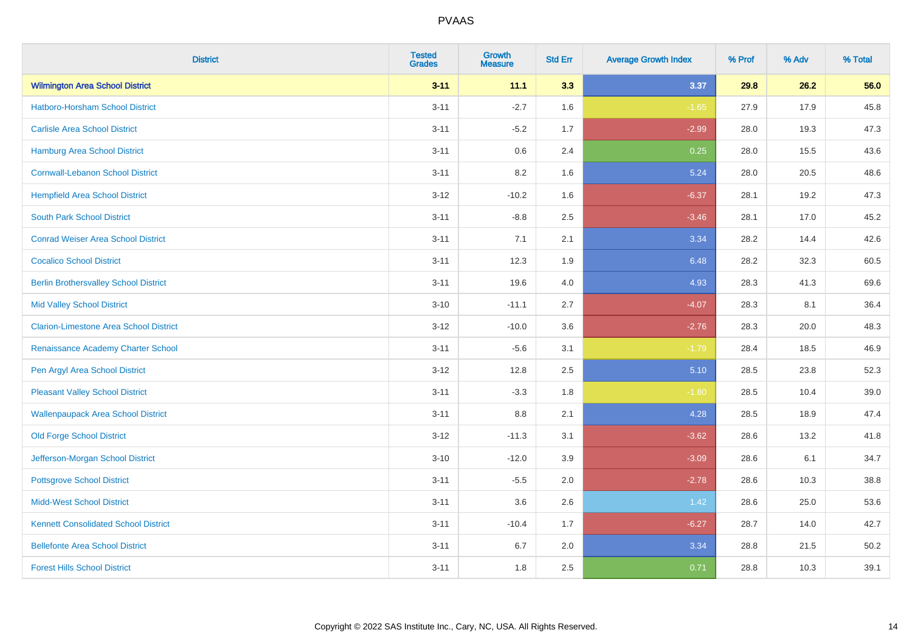| District | Tested Grades | Growth Measure | Std Err | Average Growth Index | % Prof | % Adv | % Total |
|---|---|---|---|---|---|---|---|
| **Wilmington Area School District** | **3-11** | **11.1** | **3.3** | **3.37** | **29.8** | **26.2** | **56.0** |
| Hatboro-Horsham School District | 3-11 | -2.7 | 1.6 | -1.65 | 27.9 | 17.9 | 45.8 |
| Carlisle Area School District | 3-11 | -5.2 | 1.7 | -2.99 | 28.0 | 19.3 | 47.3 |
| Hamburg Area School District | 3-11 | 0.6 | 2.4 | 0.25 | 28.0 | 15.5 | 43.6 |
| Cornwall-Lebanon School District | 3-11 | 8.2 | 1.6 | 5.24 | 28.0 | 20.5 | 48.6 |
| Hempfield Area School District | 3-12 | -10.2 | 1.6 | -6.37 | 28.1 | 19.2 | 47.3 |
| South Park School District | 3-11 | -8.8 | 2.5 | -3.46 | 28.1 | 17.0 | 45.2 |
| Conrad Weiser Area School District | 3-11 | 7.1 | 2.1 | 3.34 | 28.2 | 14.4 | 42.6 |
| Cocalico School District | 3-11 | 12.3 | 1.9 | 6.48 | 28.2 | 32.3 | 60.5 |
| Berlin Brothersvalley School District | 3-11 | 19.6 | 4.0 | 4.93 | 28.3 | 41.3 | 69.6 |
| Mid Valley School District | 3-10 | -11.1 | 2.7 | -4.07 | 28.3 | 8.1 | 36.4 |
| Clarion-Limestone Area School District | 3-12 | -10.0 | 3.6 | -2.76 | 28.3 | 20.0 | 48.3 |
| Renaissance Academy Charter School | 3-11 | -5.6 | 3.1 | -1.79 | 28.4 | 18.5 | 46.9 |
| Pen Argyl Area School District | 3-12 | 12.8 | 2.5 | 5.10 | 28.5 | 23.8 | 52.3 |
| Pleasant Valley School District | 3-11 | -3.3 | 1.8 | -1.80 | 28.5 | 10.4 | 39.0 |
| Wallenpaupack Area School District | 3-11 | 8.8 | 2.1 | 4.28 | 28.5 | 18.9 | 47.4 |
| Old Forge School District | 3-12 | -11.3 | 3.1 | -3.62 | 28.6 | 13.2 | 41.8 |
| Jefferson-Morgan School District | 3-10 | -12.0 | 3.9 | -3.09 | 28.6 | 6.1 | 34.7 |
| Pottsgrove School District | 3-11 | -5.5 | 2.0 | -2.78 | 28.6 | 10.3 | 38.8 |
| Midd-West School District | 3-11 | 3.6 | 2.6 | 1.42 | 28.6 | 25.0 | 53.6 |
| Kennett Consolidated School District | 3-11 | -10.4 | 1.7 | -6.27 | 28.7 | 14.0 | 42.7 |
| Bellefonte Area School District | 3-11 | 6.7 | 2.0 | 3.34 | 28.8 | 21.5 | 50.2 |
| Forest Hills School District | 3-11 | 1.8 | 2.5 | 0.71 | 28.8 | 10.3 | 39.1 |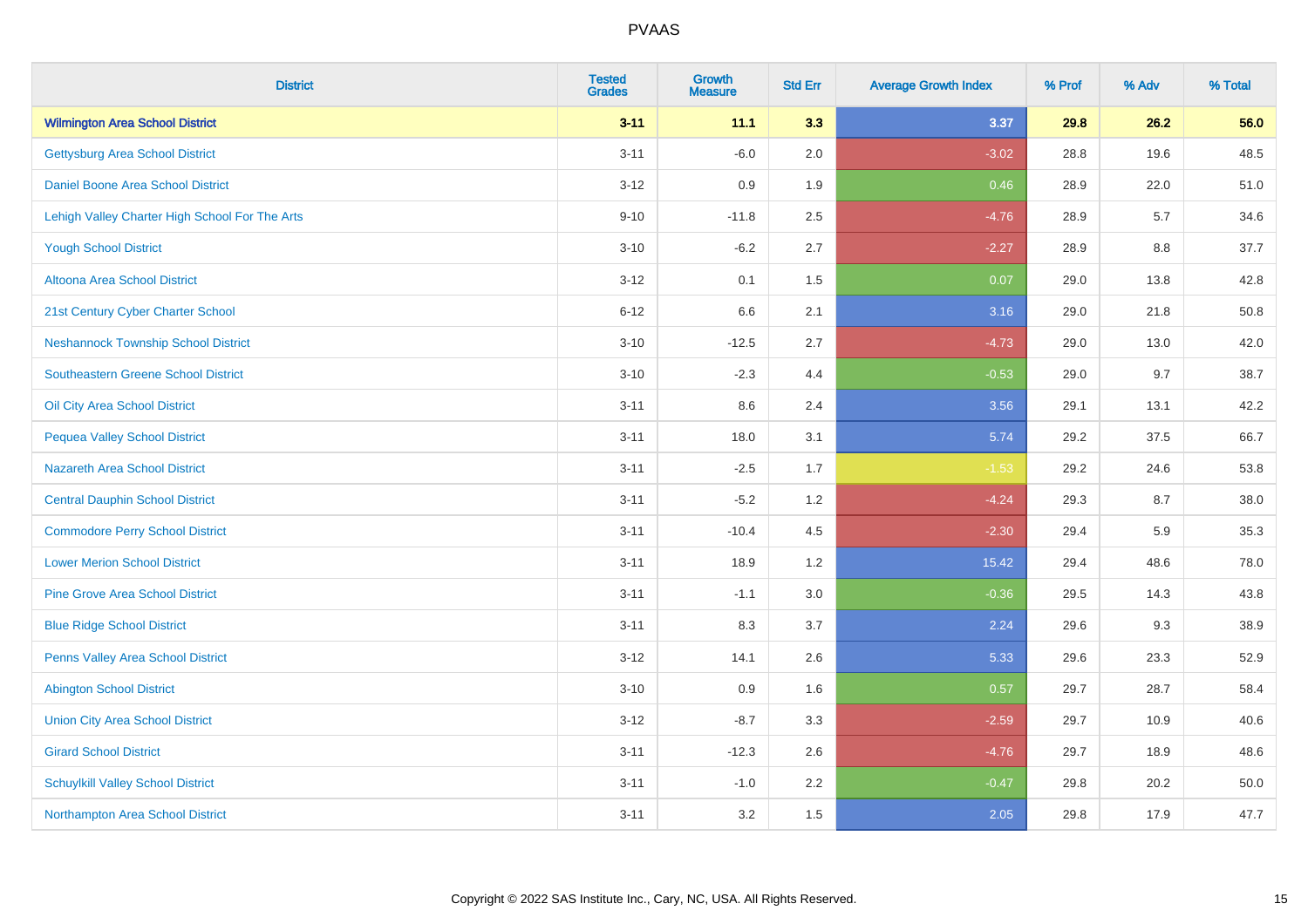# PVAAS

| District | Tested Grades | Growth Measure | Std Err | Average Growth Index | % Prof | % Adv | % Total |
|---|---|---|---|---|---|---|---|
| **Wilmington Area School District** | **3-11** | **11.1** | **3.3** | **3.37** | **29.8** | **26.2** | **56.0** |
| Gettysburg Area School District | 3-11 | -6.0 | 2.0 | -3.02 | 28.8 | 19.6 | 48.5 |
| Daniel Boone Area School District | 3-12 | 0.9 | 1.9 | 0.46 | 28.9 | 22.0 | 51.0 |
| Lehigh Valley Charter High School For The Arts | 9-10 | -11.8 | 2.5 | -4.76 | 28.9 | 5.7 | 34.6 |
| Yough School District | 3-10 | -6.2 | 2.7 | -2.27 | 28.9 | 8.8 | 37.7 |
| Altoona Area School District | 3-12 | 0.1 | 1.5 | 0.07 | 29.0 | 13.8 | 42.8 |
| 21st Century Cyber Charter School | 6-12 | 6.6 | 2.1 | 3.16 | 29.0 | 21.8 | 50.8 |
| Neshannock Township School District | 3-10 | -12.5 | 2.7 | -4.73 | 29.0 | 13.0 | 42.0 |
| Southeastern Greene School District | 3-10 | -2.3 | 4.4 | -0.53 | 29.0 | 9.7 | 38.7 |
| Oil City Area School District | 3-11 | 8.6 | 2.4 | 3.56 | 29.1 | 13.1 | 42.2 |
| Pequea Valley School District | 3-11 | 18.0 | 3.1 | 5.74 | 29.2 | 37.5 | 66.7 |
| Nazareth Area School District | 3-11 | -2.5 | 1.7 | -1.53 | 29.2 | 24.6 | 53.8 |
| Central Dauphin School District | 3-11 | -5.2 | 1.2 | -4.24 | 29.3 | 8.7 | 38.0 |
| Commodore Perry School District | 3-11 | -10.4 | 4.5 | -2.30 | 29.4 | 5.9 | 35.3 |
| Lower Merion School District | 3-11 | 18.9 | 1.2 | 15.42 | 29.4 | 48.6 | 78.0 |
| Pine Grove Area School District | 3-11 | -1.1 | 3.0 | -0.36 | 29.5 | 14.3 | 43.8 |
| Blue Ridge School District | 3-11 | 8.3 | 3.7 | 2.24 | 29.6 | 9.3 | 38.9 |
| Penns Valley Area School District | 3-12 | 14.1 | 2.6 | 5.33 | 29.6 | 23.3 | 52.9 |
| Abington School District | 3-10 | 0.9 | 1.6 | 0.57 | 29.7 | 28.7 | 58.4 |
| Union City Area School District | 3-12 | -8.7 | 3.3 | -2.59 | 29.7 | 10.9 | 40.6 |
| Girard School District | 3-11 | -12.3 | 2.6 | -4.76 | 29.7 | 18.9 | 48.6 |
| Schuylkill Valley School District | 3-11 | -1.0 | 2.2 | -0.47 | 29.8 | 20.2 | 50.0 |
| Northampton Area School District | 3-11 | 3.2 | 1.5 | 2.05 | 29.8 | 17.9 | 47.7 |

Copyright © 2022 SAS Institute Inc., Cary, NC, USA. All Rights Reserved.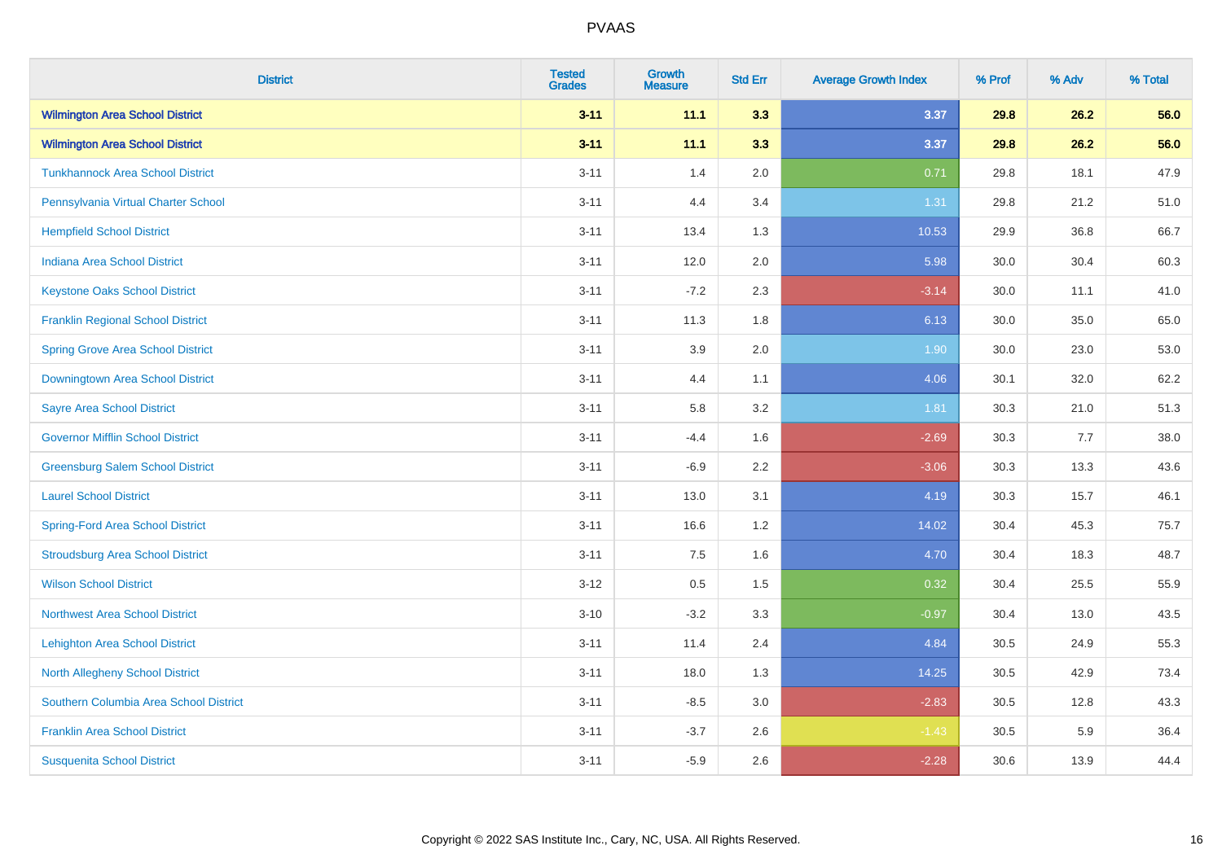# PVAAS

| District | Tested Grades | Growth Measure | Std Err | Average Growth Index | % Prof | % Adv | % Total |
|---|---|---|---|---|---|---|---|
| **Wilmington Area School District** | **3-11** | **11.1** | **3.3** | **3.37** | **29.8** | **26.2** | **56.0** |
| **Wilmington Area School District** | **3-11** | **11.1** | **3.3** | **3.37** | **29.8** | **26.2** | **56.0** |
| Tunkhannock Area School District | 3-11 | 1.4 | 2.0 | 0.71 | 29.8 | 18.1 | 47.9 |
| Pennsylvania Virtual Charter School | 3-11 | 4.4 | 3.4 | 1.31 | 29.8 | 21.2 | 51.0 |
| Hempfield School District | 3-11 | 13.4 | 1.3 | 10.53 | 29.9 | 36.8 | 66.7 |
| Indiana Area School District | 3-11 | 12.0 | 2.0 | 5.98 | 30.0 | 30.4 | 60.3 |
| Keystone Oaks School District | 3-11 | -7.2 | 2.3 | -3.14 | 30.0 | 11.1 | 41.0 |
| Franklin Regional School District | 3-11 | 11.3 | 1.8 | 6.13 | 30.0 | 35.0 | 65.0 |
| Spring Grove Area School District | 3-11 | 3.9 | 2.0 | 1.90 | 30.0 | 23.0 | 53.0 |
| Downingtown Area School District | 3-11 | 4.4 | 1.1 | 4.06 | 30.1 | 32.0 | 62.2 |
| Sayre Area School District | 3-11 | 5.8 | 3.2 | 1.81 | 30.3 | 21.0 | 51.3 |
| Governor Mifflin School District | 3-11 | -4.4 | 1.6 | -2.69 | 30.3 | 7.7 | 38.0 |
| Greensburg Salem School District | 3-11 | -6.9 | 2.2 | -3.06 | 30.3 | 13.3 | 43.6 |
| Laurel School District | 3-11 | 13.0 | 3.1 | 4.19 | 30.3 | 15.7 | 46.1 |
| Spring-Ford Area School District | 3-11 | 16.6 | 1.2 | 14.02 | 30.4 | 45.3 | 75.7 |
| Stroudsburg Area School District | 3-11 | 7.5 | 1.6 | 4.70 | 30.4 | 18.3 | 48.7 |
| Wilson School District | 3-12 | 0.5 | 1.5 | 0.32 | 30.4 | 25.5 | 55.9 |
| Northwest Area School District | 3-10 | -3.2 | 3.3 | -0.97 | 30.4 | 13.0 | 43.5 |
| Lehighton Area School District | 3-11 | 11.4 | 2.4 | 4.84 | 30.5 | 24.9 | 55.3 |
| North Allegheny School District | 3-11 | 18.0 | 1.3 | 14.25 | 30.5 | 42.9 | 73.4 |
| Southern Columbia Area School District | 3-11 | -8.5 | 3.0 | -2.83 | 30.5 | 12.8 | 43.3 |
| Franklin Area School District | 3-11 | -3.7 | 2.6 | -1.43 | 30.5 | 5.9 | 36.4 |
| Susquenita School District | 3-11 | -5.9 | 2.6 | -2.28 | 30.6 | 13.9 | 44.4 |

Copyright © 2022 SAS Institute Inc., Cary, NC, USA. All Rights Reserved.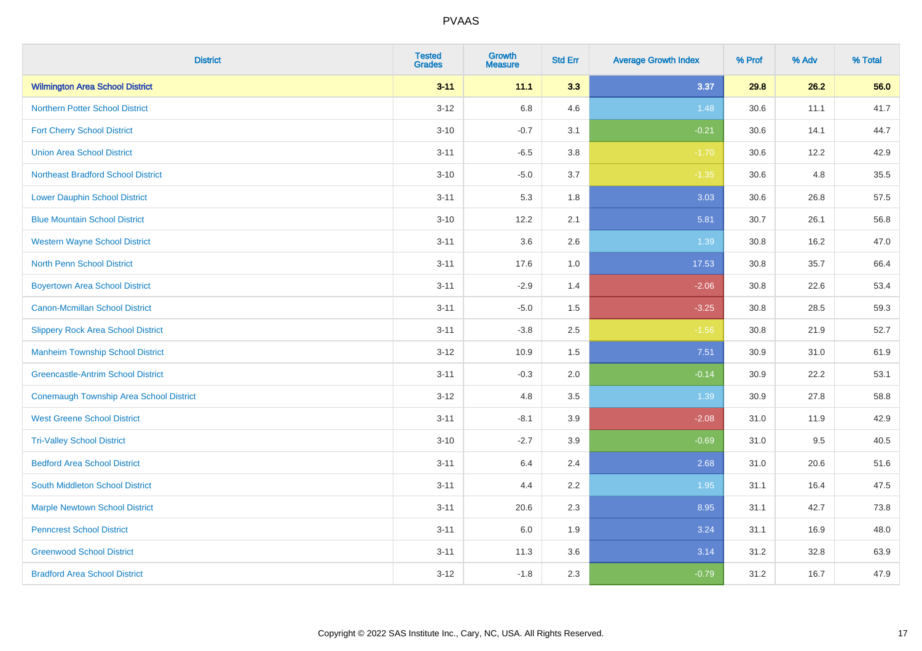# PVAAS

| District | Tested Grades | Growth Measure | Std Err | Average Growth Index | % Prof | % Adv | % Total |
|---|---|---|---|---|---|---|---|
| **Wilmington Area School District** | **3-11** | **11.1** | **3.3** | **3.37** | **29.8** | **26.2** | **56.0** |
| Northern Potter School District | 3-12 | 6.8 | 4.6 | 1.48 | 30.6 | 11.1 | 41.7 |
| Fort Cherry School District | 3-10 | -0.7 | 3.1 | -0.21 | 30.6 | 14.1 | 44.7 |
| Union Area School District | 3-11 | -6.5 | 3.8 | -1.70 | 30.6 | 12.2 | 42.9 |
| Northeast Bradford School District | 3-10 | -5.0 | 3.7 | -1.35 | 30.6 | 4.8 | 35.5 |
| Lower Dauphin School District | 3-11 | 5.3 | 1.8 | 3.03 | 30.6 | 26.8 | 57.5 |
| Blue Mountain School District | 3-10 | 12.2 | 2.1 | 5.81 | 30.7 | 26.1 | 56.8 |
| Western Wayne School District | 3-11 | 3.6 | 2.6 | 1.39 | 30.8 | 16.2 | 47.0 |
| North Penn School District | 3-11 | 17.6 | 1.0 | 17.53 | 30.8 | 35.7 | 66.4 |
| Boyertown Area School District | 3-11 | -2.9 | 1.4 | -2.06 | 30.8 | 22.6 | 53.4 |
| Canon-Mcmillan School District | 3-11 | -5.0 | 1.5 | -3.25 | 30.8 | 28.5 | 59.3 |
| Slippery Rock Area School District | 3-11 | -3.8 | 2.5 | -1.56 | 30.8 | 21.9 | 52.7 |
| Manheim Township School District | 3-12 | 10.9 | 1.5 | 7.51 | 30.9 | 31.0 | 61.9 |
| Greencastle-Antrim School District | 3-11 | -0.3 | 2.0 | -0.14 | 30.9 | 22.2 | 53.1 |
| Conemaugh Township Area School District | 3-12 | 4.8 | 3.5 | 1.39 | 30.9 | 27.8 | 58.8 |
| West Greene School District | 3-11 | -8.1 | 3.9 | -2.08 | 31.0 | 11.9 | 42.9 |
| Tri-Valley School District | 3-10 | -2.7 | 3.9 | -0.69 | 31.0 | 9.5 | 40.5 |
| Bedford Area School District | 3-11 | 6.4 | 2.4 | 2.68 | 31.0 | 20.6 | 51.6 |
| South Middleton School District | 3-11 | 4.4 | 2.2 | 1.95 | 31.1 | 16.4 | 47.5 |
| Marple Newtown School District | 3-11 | 20.6 | 2.3 | 8.95 | 31.1 | 42.7 | 73.8 |
| Penncrest School District | 3-11 | 6.0 | 1.9 | 3.24 | 31.1 | 16.9 | 48.0 |
| Greenwood School District | 3-11 | 11.3 | 3.6 | 3.14 | 31.2 | 32.8 | 63.9 |
| Bradford Area School District | 3-12 | -1.8 | 2.3 | -0.79 | 31.2 | 16.7 | 47.9 |

Copyright © 2022 SAS Institute Inc., Cary, NC, USA. All Rights Reserved.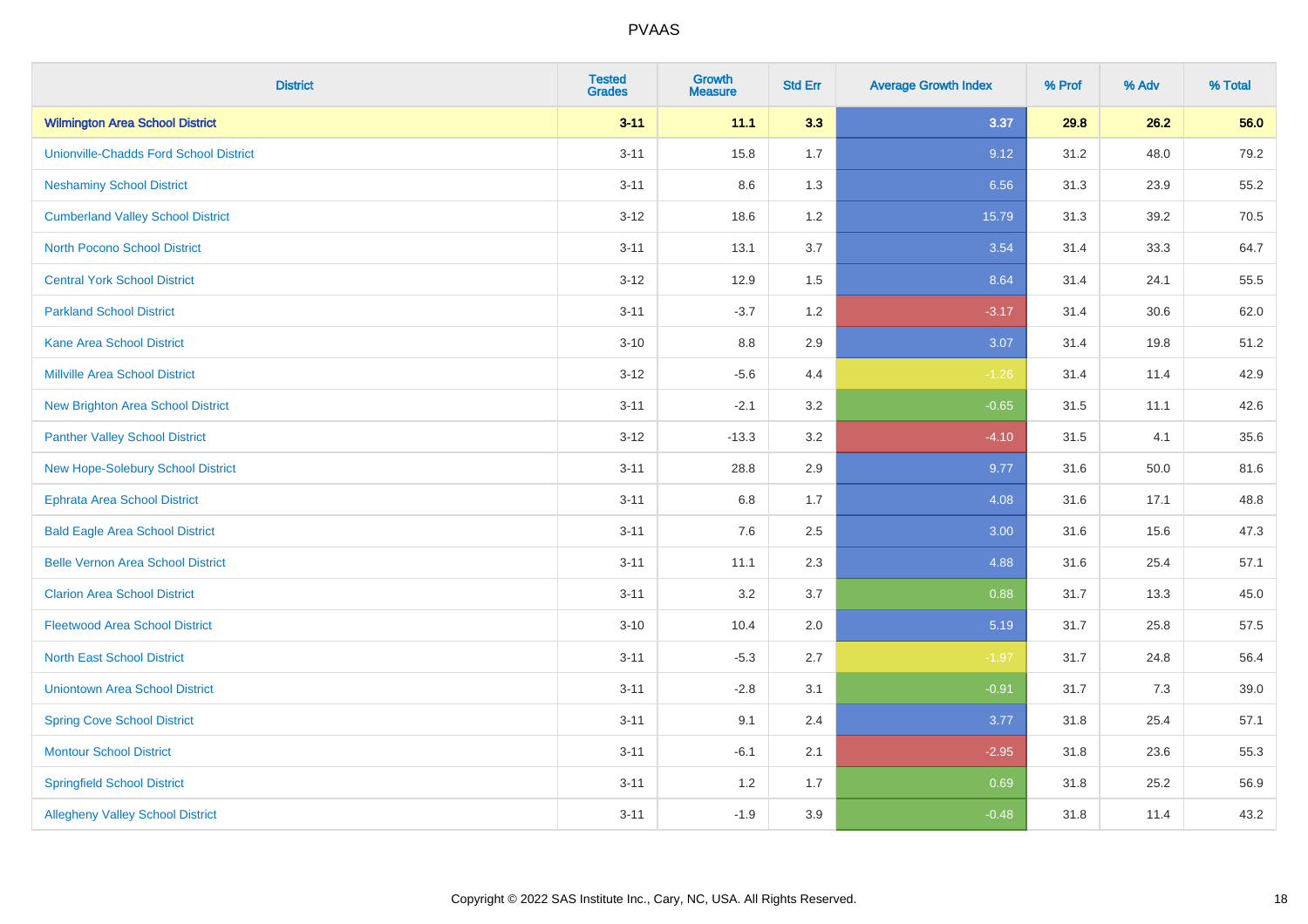| District | Tested Grades | Growth Measure | Std Err | Average Growth Index | % Prof | % Adv | % Total |
|---|---|---|---|---|---|---|---|
| **Wilmington Area School District** | **3-11** | **11.1** | **3.3** | **3.37** | **29.8** | **26.2** | **56.0** |
| Unionville-Chadds Ford School District | 3-11 | 15.8 | 1.7 | 9.12 | 31.2 | 48.0 | 79.2 |
| Neshaminy School District | 3-11 | 8.6 | 1.3 | 6.56 | 31.3 | 23.9 | 55.2 |
| Cumberland Valley School District | 3-12 | 18.6 | 1.2 | 15.79 | 31.3 | 39.2 | 70.5 |
| North Pocono School District | 3-11 | 13.1 | 3.7 | 3.54 | 31.4 | 33.3 | 64.7 |
| Central York School District | 3-12 | 12.9 | 1.5 | 8.64 | 31.4 | 24.1 | 55.5 |
| Parkland School District | 3-11 | -3.7 | 1.2 | -3.17 | 31.4 | 30.6 | 62.0 |
| Kane Area School District | 3-10 | 8.8 | 2.9 | 3.07 | 31.4 | 19.8 | 51.2 |
| Millville Area School District | 3-12 | -5.6 | 4.4 | -1.26 | 31.4 | 11.4 | 42.9 |
| New Brighton Area School District | 3-11 | -2.1 | 3.2 | -0.65 | 31.5 | 11.1 | 42.6 |
| Panther Valley School District | 3-12 | -13.3 | 3.2 | -4.10 | 31.5 | 4.1 | 35.6 |
| New Hope-Solebury School District | 3-11 | 28.8 | 2.9 | 9.77 | 31.6 | 50.0 | 81.6 |
| Ephrata Area School District | 3-11 | 6.8 | 1.7 | 4.08 | 31.6 | 17.1 | 48.8 |
| Bald Eagle Area School District | 3-11 | 7.6 | 2.5 | 3.00 | 31.6 | 15.6 | 47.3 |
| Belle Vernon Area School District | 3-11 | 11.1 | 2.3 | 4.88 | 31.6 | 25.4 | 57.1 |
| Clarion Area School District | 3-11 | 3.2 | 3.7 | 0.88 | 31.7 | 13.3 | 45.0 |
| Fleetwood Area School District | 3-10 | 10.4 | 2.0 | 5.19 | 31.7 | 25.8 | 57.5 |
| North East School District | 3-11 | -5.3 | 2.7 | -1.97 | 31.7 | 24.8 | 56.4 |
| Uniontown Area School District | 3-11 | -2.8 | 3.1 | -0.91 | 31.7 | 7.3 | 39.0 |
| Spring Cove School District | 3-11 | 9.1 | 2.4 | 3.77 | 31.8 | 25.4 | 57.1 |
| Montour School District | 3-11 | -6.1 | 2.1 | -2.95 | 31.8 | 23.6 | 55.3 |
| Springfield School District | 3-11 | 1.2 | 1.7 | 0.69 | 31.8 | 25.2 | 56.9 |
| Allegheny Valley School District | 3-11 | -1.9 | 3.9 | -0.48 | 31.8 | 11.4 | 43.2 |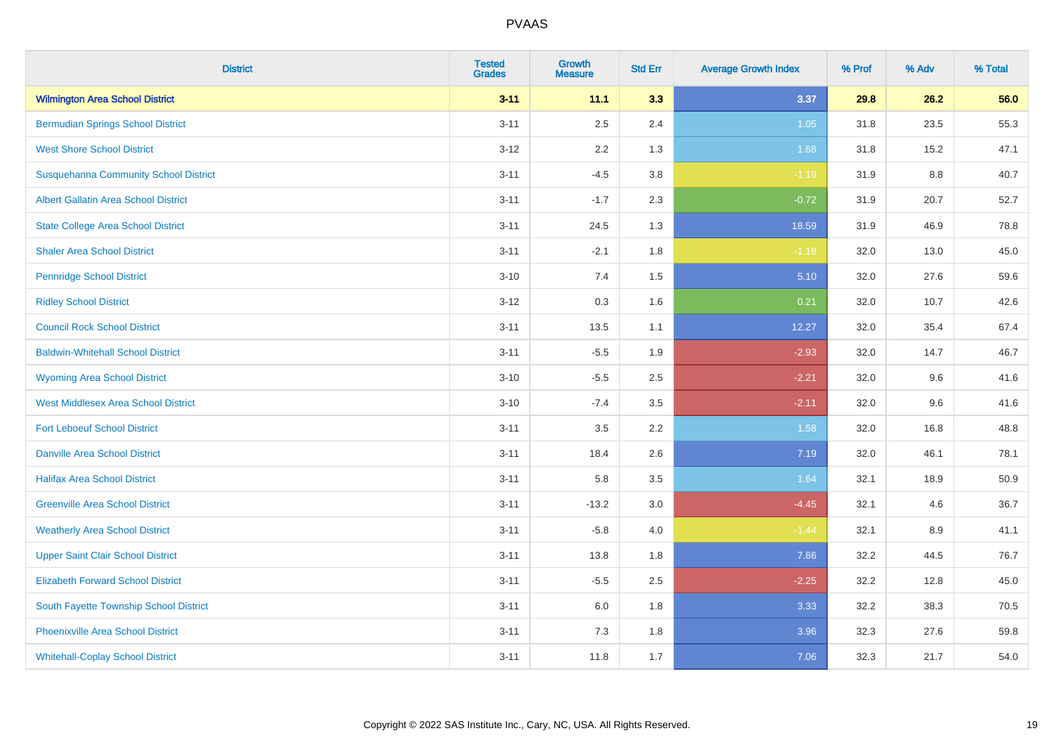| District | Tested Grades | Growth Measure | Std Err | Average Growth Index | % Prof | % Adv | % Total |
|---|---|---|---|---|---|---|---|
| **Wilmington Area School District** | **3-11** | **11.1** | **3.3** | **3.37** | **29.8** | **26.2** | **56.0** |
| Bermudian Springs School District | 3-11 | 2.5 | 2.4 | 1.05 | 31.8 | 23.5 | 55.3 |
| West Shore School District | 3-12 | 2.2 | 1.3 | 1.68 | 31.8 | 15.2 | 47.1 |
| Susquehanna Community School District | 3-11 | -4.5 | 3.8 | -1.19 | 31.9 | 8.8 | 40.7 |
| Albert Gallatin Area School District | 3-11 | -1.7 | 2.3 | -0.72 | 31.9 | 20.7 | 52.7 |
| State College Area School District | 3-11 | 24.5 | 1.3 | 18.59 | 31.9 | 46.9 | 78.8 |
| Shaler Area School District | 3-11 | -2.1 | 1.8 | -1.18 | 32.0 | 13.0 | 45.0 |
| Pennridge School District | 3-10 | 7.4 | 1.5 | 5.10 | 32.0 | 27.6 | 59.6 |
| Ridley School District | 3-12 | 0.3 | 1.6 | 0.21 | 32.0 | 10.7 | 42.6 |
| Council Rock School District | 3-11 | 13.5 | 1.1 | 12.27 | 32.0 | 35.4 | 67.4 |
| Baldwin-Whitehall School District | 3-11 | -5.5 | 1.9 | -2.93 | 32.0 | 14.7 | 46.7 |
| Wyoming Area School District | 3-10 | -5.5 | 2.5 | -2.21 | 32.0 | 9.6 | 41.6 |
| West Middlesex Area School District | 3-10 | -7.4 | 3.5 | -2.11 | 32.0 | 9.6 | 41.6 |
| Fort Leboeuf School District | 3-11 | 3.5 | 2.2 | 1.58 | 32.0 | 16.8 | 48.8 |
| Danville Area School District | 3-11 | 18.4 | 2.6 | 7.19 | 32.0 | 46.1 | 78.1 |
| Halifax Area School District | 3-11 | 5.8 | 3.5 | 1.64 | 32.1 | 18.9 | 50.9 |
| Greenville Area School District | 3-11 | -13.2 | 3.0 | -4.45 | 32.1 | 4.6 | 36.7 |
| Weatherly Area School District | 3-11 | -5.8 | 4.0 | -1.44 | 32.1 | 8.9 | 41.1 |
| Upper Saint Clair School District | 3-11 | 13.8 | 1.8 | 7.86 | 32.2 | 44.5 | 76.7 |
| Elizabeth Forward School District | 3-11 | -5.5 | 2.5 | -2.25 | 32.2 | 12.8 | 45.0 |
| South Fayette Township School District | 3-11 | 6.0 | 1.8 | 3.33 | 32.2 | 38.3 | 70.5 |
| Phoenixville Area School District | 3-11 | 7.3 | 1.8 | 3.96 | 32.3 | 27.6 | 59.8 |
| Whitehall-Coplay School District | 3-11 | 11.8 | 1.7 | 7.06 | 32.3 | 21.7 | 54.0 |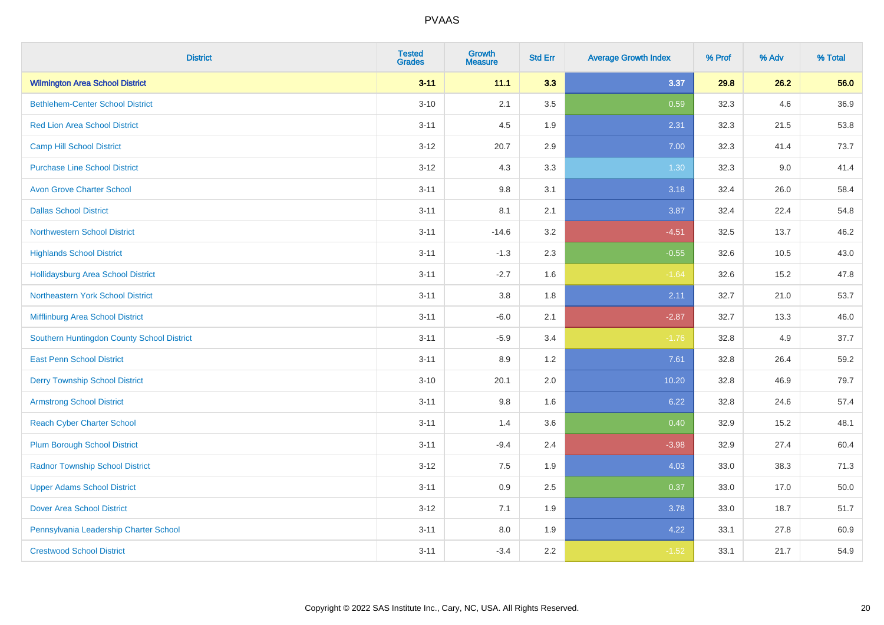# PVAAS

| District | Tested Grades | Growth Measure | Std Err | Average Growth Index | % Prof | % Adv | % Total |
|---|---|---|---|---|---|---|---|
| **Wilmington Area School District** | **3-11** | **11.1** | **3.3** | **3.37** | **29.8** | **26.2** | **56.0** |
| Bethlehem-Center School District | 3-10 | 2.1 | 3.5 | 0.59 | 32.3 | 4.6 | 36.9 |
| Red Lion Area School District | 3-11 | 4.5 | 1.9 | 2.31 | 32.3 | 21.5 | 53.8 |
| Camp Hill School District | 3-12 | 20.7 | 2.9 | 7.00 | 32.3 | 41.4 | 73.7 |
| Purchase Line School District | 3-12 | 4.3 | 3.3 | 1.30 | 32.3 | 9.0 | 41.4 |
| Avon Grove Charter School | 3-11 | 9.8 | 3.1 | 3.18 | 32.4 | 26.0 | 58.4 |
| Dallas School District | 3-11 | 8.1 | 2.1 | 3.87 | 32.4 | 22.4 | 54.8 |
| Northwestern School District | 3-11 | -14.6 | 3.2 | -4.51 | 32.5 | 13.7 | 46.2 |
| Highlands School District | 3-11 | -1.3 | 2.3 | -0.55 | 32.6 | 10.5 | 43.0 |
| Hollidaysburg Area School District | 3-11 | -2.7 | 1.6 | -1.64 | 32.6 | 15.2 | 47.8 |
| Northeastern York School District | 3-11 | 3.8 | 1.8 | 2.11 | 32.7 | 21.0 | 53.7 |
| Mifflinburg Area School District | 3-11 | -6.0 | 2.1 | -2.87 | 32.7 | 13.3 | 46.0 |
| Southern Huntingdon County School District | 3-11 | -5.9 | 3.4 | -1.76 | 32.8 | 4.9 | 37.7 |
| East Penn School District | 3-11 | 8.9 | 1.2 | 7.61 | 32.8 | 26.4 | 59.2 |
| Derry Township School District | 3-10 | 20.1 | 2.0 | 10.20 | 32.8 | 46.9 | 79.7 |
| Armstrong School District | 3-11 | 9.8 | 1.6 | 6.22 | 32.8 | 24.6 | 57.4 |
| Reach Cyber Charter School | 3-11 | 1.4 | 3.6 | 0.40 | 32.9 | 15.2 | 48.1 |
| Plum Borough School District | 3-11 | -9.4 | 2.4 | -3.98 | 32.9 | 27.4 | 60.4 |
| Radnor Township School District | 3-12 | 7.5 | 1.9 | 4.03 | 33.0 | 38.3 | 71.3 |
| Upper Adams School District | 3-11 | 0.9 | 2.5 | 0.37 | 33.0 | 17.0 | 50.0 |
| Dover Area School District | 3-12 | 7.1 | 1.9 | 3.78 | 33.0 | 18.7 | 51.7 |
| Pennsylvania Leadership Charter School | 3-11 | 8.0 | 1.9 | 4.22 | 33.1 | 27.8 | 60.9 |
| Crestwood School District | 3-11 | -3.4 | 2.2 | -1.52 | 33.1 | 21.7 | 54.9 |

Copyright © 2022 SAS Institute Inc., Cary, NC, USA. All Rights Reserved.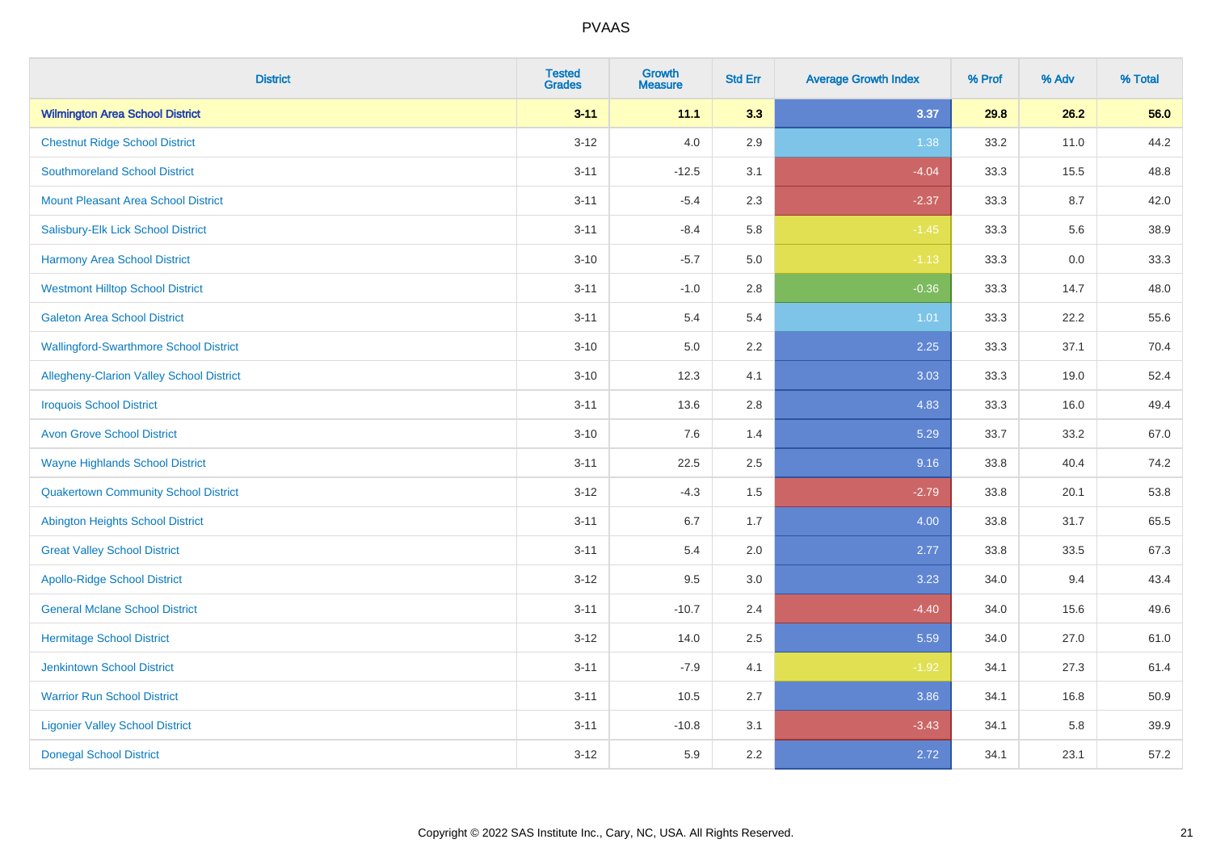| District | Tested Grades | Growth Measure | Std Err | Average Growth Index | % Prof | % Adv | % Total |
|---|---|---|---|---|---|---|---|
| **Wilmington Area School District** | **3-11** | **11.1** | **3.3** | **3.37** | **29.8** | **26.2** | **56.0** |
| Chestnut Ridge School District | 3-12 | 4.0 | 2.9 | 1.38 | 33.2 | 11.0 | 44.2 |
| Southmoreland School District | 3-11 | -12.5 | 3.1 | -4.04 | 33.3 | 15.5 | 48.8 |
| Mount Pleasant Area School District | 3-11 | -5.4 | 2.3 | -2.37 | 33.3 | 8.7 | 42.0 |
| Salisbury-Elk Lick School District | 3-11 | -8.4 | 5.8 | -1.45 | 33.3 | 5.6 | 38.9 |
| Harmony Area School District | 3-10 | -5.7 | 5.0 | -1.13 | 33.3 | 0.0 | 33.3 |
| Westmont Hilltop School District | 3-11 | -1.0 | 2.8 | -0.36 | 33.3 | 14.7 | 48.0 |
| Galeton Area School District | 3-11 | 5.4 | 5.4 | 1.01 | 33.3 | 22.2 | 55.6 |
| Wallingford-Swarthmore School District | 3-10 | 5.0 | 2.2 | 2.25 | 33.3 | 37.1 | 70.4 |
| Allegheny-Clarion Valley School District | 3-10 | 12.3 | 4.1 | 3.03 | 33.3 | 19.0 | 52.4 |
| Iroquois School District | 3-11 | 13.6 | 2.8 | 4.83 | 33.3 | 16.0 | 49.4 |
| Avon Grove School District | 3-10 | 7.6 | 1.4 | 5.29 | 33.7 | 33.2 | 67.0 |
| Wayne Highlands School District | 3-11 | 22.5 | 2.5 | 9.16 | 33.8 | 40.4 | 74.2 |
| Quakertown Community School District | 3-12 | -4.3 | 1.5 | -2.79 | 33.8 | 20.1 | 53.8 |
| Abington Heights School District | 3-11 | 6.7 | 1.7 | 4.00 | 33.8 | 31.7 | 65.5 |
| Great Valley School District | 3-11 | 5.4 | 2.0 | 2.77 | 33.8 | 33.5 | 67.3 |
| Apollo-Ridge School District | 3-12 | 9.5 | 3.0 | 3.23 | 34.0 | 9.4 | 43.4 |
| General Mclane School District | 3-11 | -10.7 | 2.4 | -4.40 | 34.0 | 15.6 | 49.6 |
| Hermitage School District | 3-12 | 14.0 | 2.5 | 5.59 | 34.0 | 27.0 | 61.0 |
| Jenkintown School District | 3-11 | -7.9 | 4.1 | -1.92 | 34.1 | 27.3 | 61.4 |
| Warrior Run School District | 3-11 | 10.5 | 2.7 | 3.86 | 34.1 | 16.8 | 50.9 |
| Ligonier Valley School District | 3-11 | -10.8 | 3.1 | -3.43 | 34.1 | 5.8 | 39.9 |
| Donegal School District | 3-12 | 5.9 | 2.2 | 2.72 | 34.1 | 23.1 | 57.2 |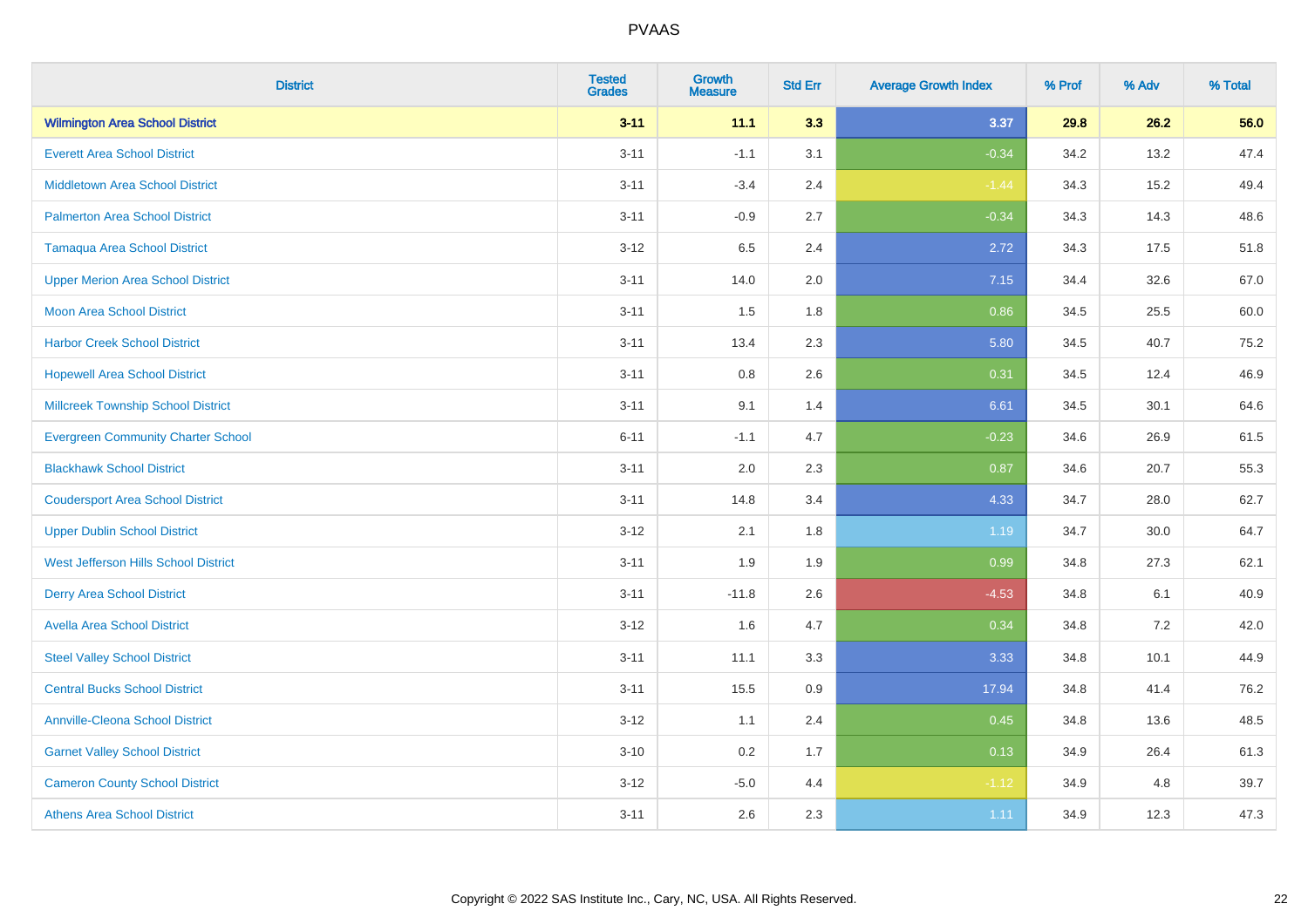# PVAAS

| District | Tested Grades | Growth Measure | Std Err | Average Growth Index | % Prof | % Adv | % Total |
|---|---|---|---|---|---|---|---|
| **Wilmington Area School District** | **3-11** | **11.1** | **3.3** | **3.37** | **29.8** | **26.2** | **56.0** |
| Everett Area School District | 3-11 | -1.1 | 3.1 | -0.34 | 34.2 | 13.2 | 47.4 |
| Middletown Area School District | 3-11 | -3.4 | 2.4 | -1.44 | 34.3 | 15.2 | 49.4 |
| Palmerton Area School District | 3-11 | -0.9 | 2.7 | -0.34 | 34.3 | 14.3 | 48.6 |
| Tamaqua Area School District | 3-12 | 6.5 | 2.4 | 2.72 | 34.3 | 17.5 | 51.8 |
| Upper Merion Area School District | 3-11 | 14.0 | 2.0 | 7.15 | 34.4 | 32.6 | 67.0 |
| Moon Area School District | 3-11 | 1.5 | 1.8 | 0.86 | 34.5 | 25.5 | 60.0 |
| Harbor Creek School District | 3-11 | 13.4 | 2.3 | 5.80 | 34.5 | 40.7 | 75.2 |
| Hopewell Area School District | 3-11 | 0.8 | 2.6 | 0.31 | 34.5 | 12.4 | 46.9 |
| Millcreek Township School District | 3-11 | 9.1 | 1.4 | 6.61 | 34.5 | 30.1 | 64.6 |
| Evergreen Community Charter School | 6-11 | -1.1 | 4.7 | -0.23 | 34.6 | 26.9 | 61.5 |
| Blackhawk School District | 3-11 | 2.0 | 2.3 | 0.87 | 34.6 | 20.7 | 55.3 |
| Coudersport Area School District | 3-11 | 14.8 | 3.4 | 4.33 | 34.7 | 28.0 | 62.7 |
| Upper Dublin School District | 3-12 | 2.1 | 1.8 | 1.19 | 34.7 | 30.0 | 64.7 |
| West Jefferson Hills School District | 3-11 | 1.9 | 1.9 | 0.99 | 34.8 | 27.3 | 62.1 |
| Derry Area School District | 3-11 | -11.8 | 2.6 | -4.53 | 34.8 | 6.1 | 40.9 |
| Avella Area School District | 3-12 | 1.6 | 4.7 | 0.34 | 34.8 | 7.2 | 42.0 |
| Steel Valley School District | 3-11 | 11.1 | 3.3 | 3.33 | 34.8 | 10.1 | 44.9 |
| Central Bucks School District | 3-11 | 15.5 | 0.9 | 17.94 | 34.8 | 41.4 | 76.2 |
| Annville-Cleona School District | 3-12 | 1.1 | 2.4 | 0.45 | 34.8 | 13.6 | 48.5 |
| Garnet Valley School District | 3-10 | 0.2 | 1.7 | 0.13 | 34.9 | 26.4 | 61.3 |
| Cameron County School District | 3-12 | -5.0 | 4.4 | -1.12 | 34.9 | 4.8 | 39.7 |
| Athens Area School District | 3-11 | 2.6 | 2.3 | 1.11 | 34.9 | 12.3 | 47.3 |

Copyright © 2022 SAS Institute Inc., Cary, NC, USA. All Rights Reserved.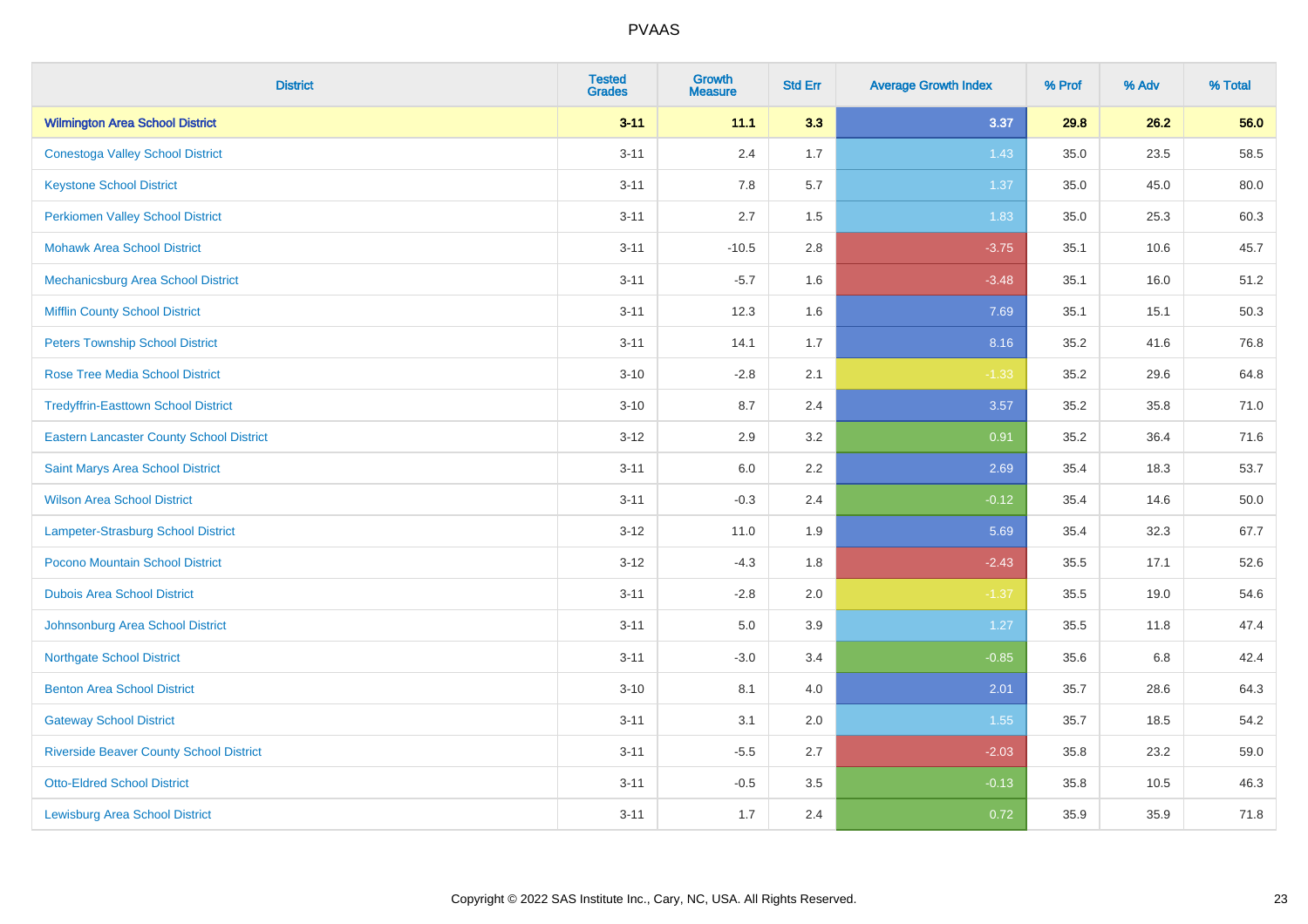# PVAAS

| District | Tested Grades | Growth Measure | Std Err | Average Growth Index | % Prof | % Adv | % Total |
|---|---|---|---|---|---|---|---|
| **Wilmington Area School District** | **3-11** | **11.1** | **3.3** | **3.37** | **29.8** | **26.2** | **56.0** |
| Conestoga Valley School District | 3-11 | 2.4 | 1.7 | 1.43 | 35.0 | 23.5 | 58.5 |
| Keystone School District | 3-11 | 7.8 | 5.7 | 1.37 | 35.0 | 45.0 | 80.0 |
| Perkiomen Valley School District | 3-11 | 2.7 | 1.5 | 1.83 | 35.0 | 25.3 | 60.3 |
| Mohawk Area School District | 3-11 | -10.5 | 2.8 | -3.75 | 35.1 | 10.6 | 45.7 |
| Mechanicsburg Area School District | 3-11 | -5.7 | 1.6 | -3.48 | 35.1 | 16.0 | 51.2 |
| Mifflin County School District | 3-11 | 12.3 | 1.6 | 7.69 | 35.1 | 15.1 | 50.3 |
| Peters Township School District | 3-11 | 14.1 | 1.7 | 8.16 | 35.2 | 41.6 | 76.8 |
| Rose Tree Media School District | 3-10 | -2.8 | 2.1 | -1.33 | 35.2 | 29.6 | 64.8 |
| Tredyffrin-Easttown School District | 3-10 | 8.7 | 2.4 | 3.57 | 35.2 | 35.8 | 71.0 |
| Eastern Lancaster County School District | 3-12 | 2.9 | 3.2 | 0.91 | 35.2 | 36.4 | 71.6 |
| Saint Marys Area School District | 3-11 | 6.0 | 2.2 | 2.69 | 35.4 | 18.3 | 53.7 |
| Wilson Area School District | 3-11 | -0.3 | 2.4 | -0.12 | 35.4 | 14.6 | 50.0 |
| Lampeter-Strasburg School District | 3-12 | 11.0 | 1.9 | 5.69 | 35.4 | 32.3 | 67.7 |
| Pocono Mountain School District | 3-12 | -4.3 | 1.8 | -2.43 | 35.5 | 17.1 | 52.6 |
| Dubois Area School District | 3-11 | -2.8 | 2.0 | -1.37 | 35.5 | 19.0 | 54.6 |
| Johnsonburg Area School District | 3-11 | 5.0 | 3.9 | 1.27 | 35.5 | 11.8 | 47.4 |
| Northgate School District | 3-11 | -3.0 | 3.4 | -0.85 | 35.6 | 6.8 | 42.4 |
| Benton Area School District | 3-10 | 8.1 | 4.0 | 2.01 | 35.7 | 28.6 | 64.3 |
| Gateway School District | 3-11 | 3.1 | 2.0 | 1.55 | 35.7 | 18.5 | 54.2 |
| Riverside Beaver County School District | 3-11 | -5.5 | 2.7 | -2.03 | 35.8 | 23.2 | 59.0 |
| Otto-Eldred School District | 3-11 | -0.5 | 3.5 | -0.13 | 35.8 | 10.5 | 46.3 |
| Lewisburg Area School District | 3-11 | 1.7 | 2.4 | 0.72 | 35.9 | 35.9 | 71.8 |

Copyright © 2022 SAS Institute Inc., Cary, NC, USA. All Rights Reserved.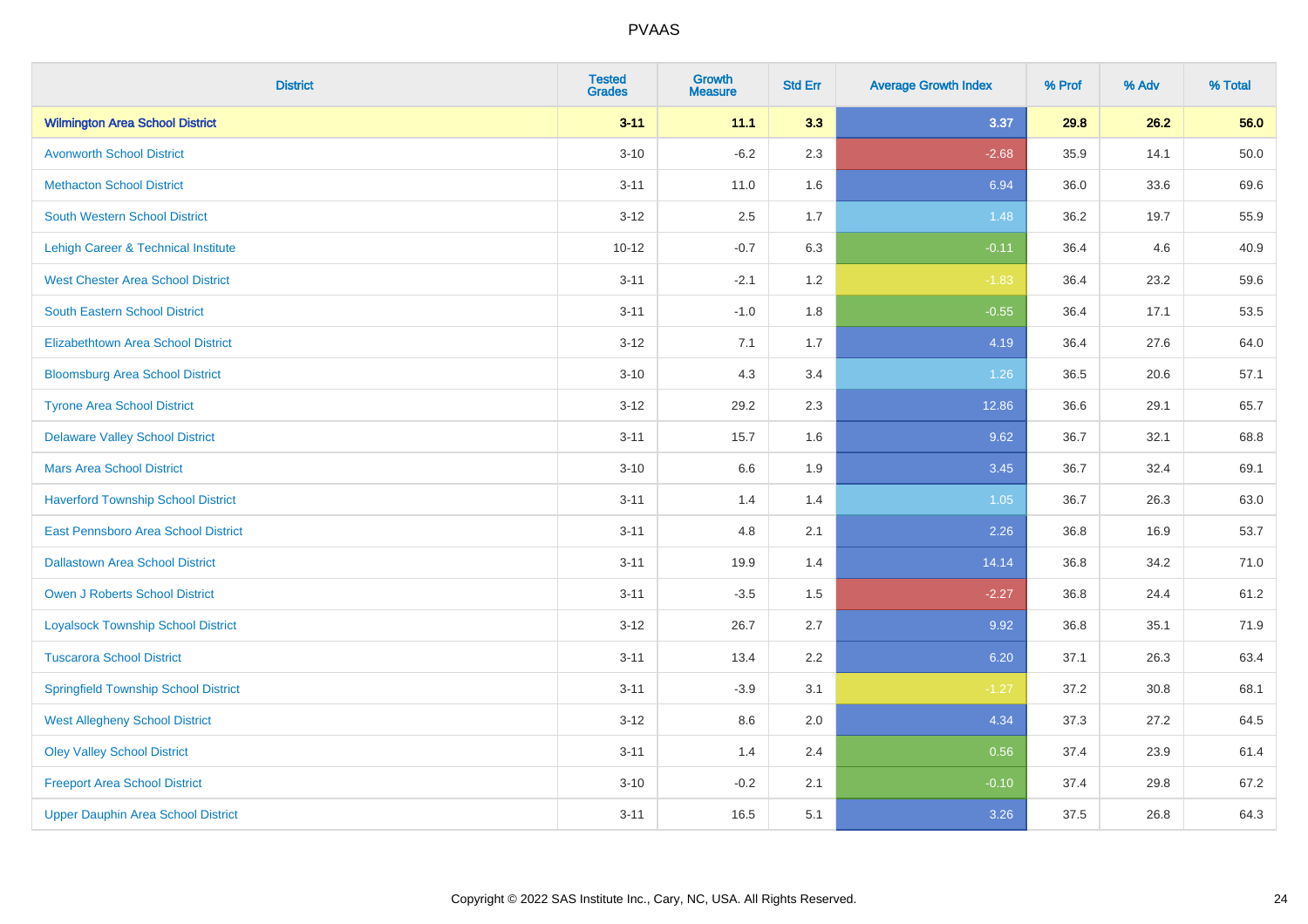# PVAAS

| District | Tested Grades | Growth Measure | Std Err | Average Growth Index | % Prof | % Adv | % Total |
|---|---|---|---|---|---|---|---|
| **Wilmington Area School District** | **3-11** | **11.1** | **3.3** | **3.37** | **29.8** | **26.2** | **56.0** |
| Avonworth School District | 3-10 | -6.2 | 2.3 | -2.68 | 35.9 | 14.1 | 50.0 |
| Methacton School District | 3-11 | 11.0 | 1.6 | 6.94 | 36.0 | 33.6 | 69.6 |
| South Western School District | 3-12 | 2.5 | 1.7 | 1.48 | 36.2 | 19.7 | 55.9 |
| Lehigh Career & Technical Institute | 10-12 | -0.7 | 6.3 | -0.11 | 36.4 | 4.6 | 40.9 |
| West Chester Area School District | 3-11 | -2.1 | 1.2 | -1.83 | 36.4 | 23.2 | 59.6 |
| South Eastern School District | 3-11 | -1.0 | 1.8 | -0.55 | 36.4 | 17.1 | 53.5 |
| Elizabethtown Area School District | 3-12 | 7.1 | 1.7 | 4.19 | 36.4 | 27.6 | 64.0 |
| Bloomsburg Area School District | 3-10 | 4.3 | 3.4 | 1.26 | 36.5 | 20.6 | 57.1 |
| Tyrone Area School District | 3-12 | 29.2 | 2.3 | 12.86 | 36.6 | 29.1 | 65.7 |
| Delaware Valley School District | 3-11 | 15.7 | 1.6 | 9.62 | 36.7 | 32.1 | 68.8 |
| Mars Area School District | 3-10 | 6.6 | 1.9 | 3.45 | 36.7 | 32.4 | 69.1 |
| Haverford Township School District | 3-11 | 1.4 | 1.4 | 1.05 | 36.7 | 26.3 | 63.0 |
| East Pennsboro Area School District | 3-11 | 4.8 | 2.1 | 2.26 | 36.8 | 16.9 | 53.7 |
| Dallastown Area School District | 3-11 | 19.9 | 1.4 | 14.14 | 36.8 | 34.2 | 71.0 |
| Owen J Roberts School District | 3-11 | -3.5 | 1.5 | -2.27 | 36.8 | 24.4 | 61.2 |
| Loyalsock Township School District | 3-12 | 26.7 | 2.7 | 9.92 | 36.8 | 35.1 | 71.9 |
| Tuscarora School District | 3-11 | 13.4 | 2.2 | 6.20 | 37.1 | 26.3 | 63.4 |
| Springfield Township School District | 3-11 | -3.9 | 3.1 | -1.27 | 37.2 | 30.8 | 68.1 |
| West Allegheny School District | 3-12 | 8.6 | 2.0 | 4.34 | 37.3 | 27.2 | 64.5 |
| Oley Valley School District | 3-11 | 1.4 | 2.4 | 0.56 | 37.4 | 23.9 | 61.4 |
| Freeport Area School District | 3-10 | -0.2 | 2.1 | -0.10 | 37.4 | 29.8 | 67.2 |
| Upper Dauphin Area School District | 3-11 | 16.5 | 5.1 | 3.26 | 37.5 | 26.8 | 64.3 |

Copyright © 2022 SAS Institute Inc., Cary, NC, USA. All Rights Reserved.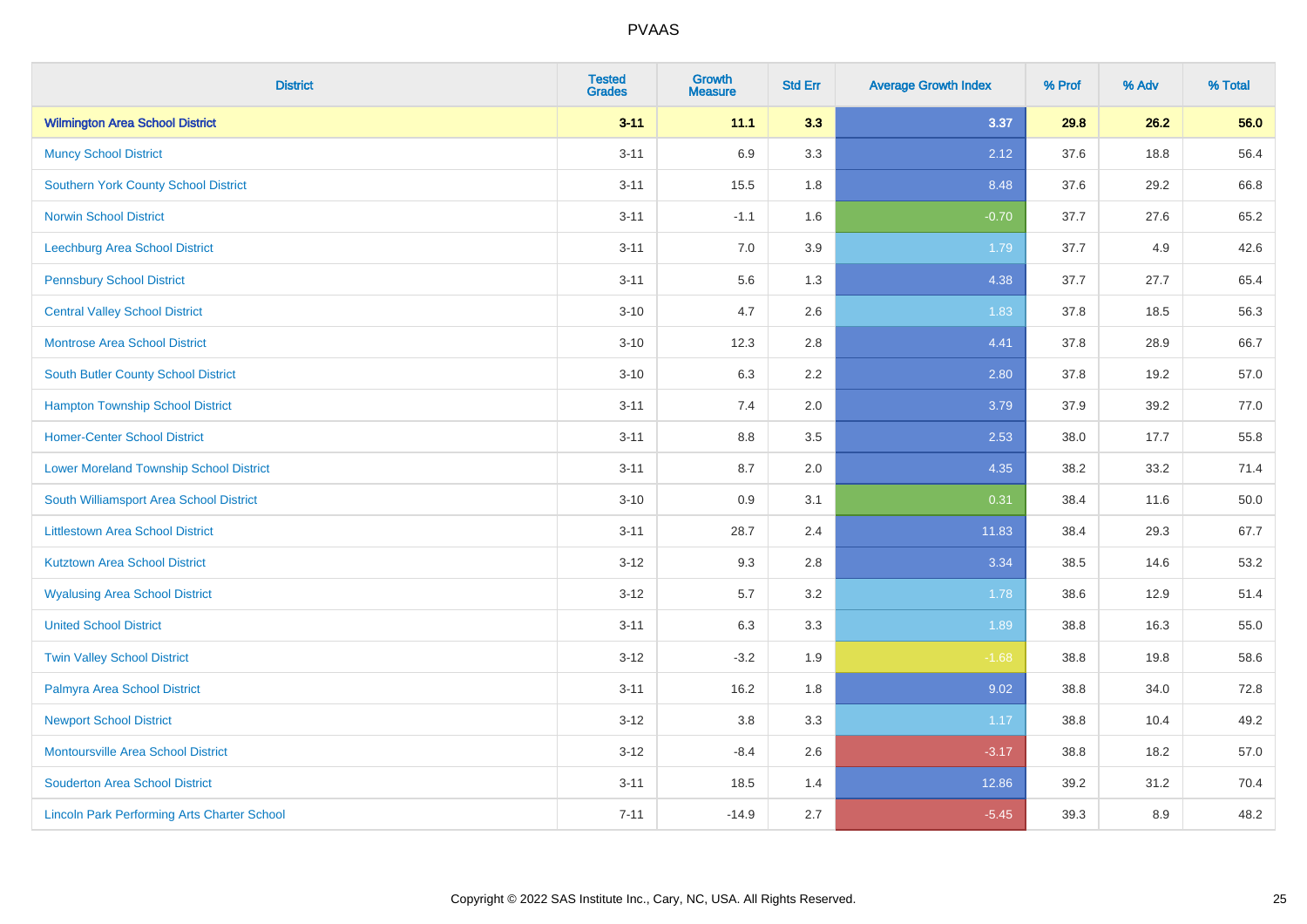| District | Tested Grades | Growth Measure | Std Err | Average Growth Index | % Prof | % Adv | % Total |
|---|---|---|---|---|---|---|---|
| **Wilmington Area School District** | **3-11** | **11.1** | **3.3** | **3.37** | **29.8** | **26.2** | **56.0** |
| Muncy School District | 3-11 | 6.9 | 3.3 | 2.12 | 37.6 | 18.8 | 56.4 |
| Southern York County School District | 3-11 | 15.5 | 1.8 | 8.48 | 37.6 | 29.2 | 66.8 |
| Norwin School District | 3-11 | -1.1 | 1.6 | -0.70 | 37.7 | 27.6 | 65.2 |
| Leechburg Area School District | 3-11 | 7.0 | 3.9 | 1.79 | 37.7 | 4.9 | 42.6 |
| Pennsbury School District | 3-11 | 5.6 | 1.3 | 4.38 | 37.7 | 27.7 | 65.4 |
| Central Valley School District | 3-10 | 4.7 | 2.6 | 1.83 | 37.8 | 18.5 | 56.3 |
| Montrose Area School District | 3-10 | 12.3 | 2.8 | 4.41 | 37.8 | 28.9 | 66.7 |
| South Butler County School District | 3-10 | 6.3 | 2.2 | 2.80 | 37.8 | 19.2 | 57.0 |
| Hampton Township School District | 3-11 | 7.4 | 2.0 | 3.79 | 37.9 | 39.2 | 77.0 |
| Homer-Center School District | 3-11 | 8.8 | 3.5 | 2.53 | 38.0 | 17.7 | 55.8 |
| Lower Moreland Township School District | 3-11 | 8.7 | 2.0 | 4.35 | 38.2 | 33.2 | 71.4 |
| South Williamsport Area School District | 3-10 | 0.9 | 3.1 | 0.31 | 38.4 | 11.6 | 50.0 |
| Littlestown Area School District | 3-11 | 28.7 | 2.4 | 11.83 | 38.4 | 29.3 | 67.7 |
| Kutztown Area School District | 3-12 | 9.3 | 2.8 | 3.34 | 38.5 | 14.6 | 53.2 |
| Wyalusing Area School District | 3-12 | 5.7 | 3.2 | 1.78 | 38.6 | 12.9 | 51.4 |
| United School District | 3-11 | 6.3 | 3.3 | 1.89 | 38.8 | 16.3 | 55.0 |
| Twin Valley School District | 3-12 | -3.2 | 1.9 | -1.68 | 38.8 | 19.8 | 58.6 |
| Palmyra Area School District | 3-11 | 16.2 | 1.8 | 9.02 | 38.8 | 34.0 | 72.8 |
| Newport School District | 3-12 | 3.8 | 3.3 | 1.17 | 38.8 | 10.4 | 49.2 |
| Montoursville Area School District | 3-12 | -8.4 | 2.6 | -3.17 | 38.8 | 18.2 | 57.0 |
| Souderton Area School District | 3-11 | 18.5 | 1.4 | 12.86 | 39.2 | 31.2 | 70.4 |
| Lincoln Park Performing Arts Charter School | 7-11 | -14.9 | 2.7 | -5.45 | 39.3 | 8.9 | 48.2 |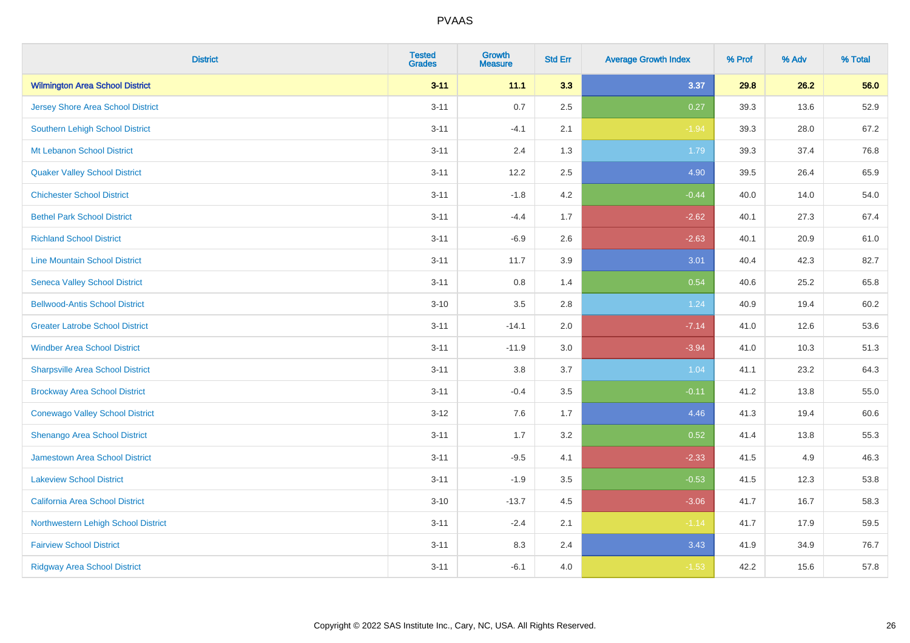# PVAAS

| District | Tested Grades | Growth Measure | Std Err | Average Growth Index | % Prof | % Adv | % Total |
|---|---|---|---|---|---|---|---|
| **Wilmington Area School District** | **3-11** | **11.1** | **3.3** | **3.37** | **29.8** | **26.2** | **56.0** |
| Jersey Shore Area School District | 3-11 | 0.7 | 2.5 | 0.27 | 39.3 | 13.6 | 52.9 |
| Southern Lehigh School District | 3-11 | -4.1 | 2.1 | -1.94 | 39.3 | 28.0 | 67.2 |
| Mt Lebanon School District | 3-11 | 2.4 | 1.3 | 1.79 | 39.3 | 37.4 | 76.8 |
| Quaker Valley School District | 3-11 | 12.2 | 2.5 | 4.90 | 39.5 | 26.4 | 65.9 |
| Chichester School District | 3-11 | -1.8 | 4.2 | -0.44 | 40.0 | 14.0 | 54.0 |
| Bethel Park School District | 3-11 | -4.4 | 1.7 | -2.62 | 40.1 | 27.3 | 67.4 |
| Richland School District | 3-11 | -6.9 | 2.6 | -2.63 | 40.1 | 20.9 | 61.0 |
| Line Mountain School District | 3-11 | 11.7 | 3.9 | 3.01 | 40.4 | 42.3 | 82.7 |
| Seneca Valley School District | 3-11 | 0.8 | 1.4 | 0.54 | 40.6 | 25.2 | 65.8 |
| Bellwood-Antis School District | 3-10 | 3.5 | 2.8 | 1.24 | 40.9 | 19.4 | 60.2 |
| Greater Latrobe School District | 3-11 | -14.1 | 2.0 | -7.14 | 41.0 | 12.6 | 53.6 |
| Windber Area School District | 3-11 | -11.9 | 3.0 | -3.94 | 41.0 | 10.3 | 51.3 |
| Sharpsville Area School District | 3-11 | 3.8 | 3.7 | 1.04 | 41.1 | 23.2 | 64.3 |
| Brockway Area School District | 3-11 | -0.4 | 3.5 | -0.11 | 41.2 | 13.8 | 55.0 |
| Conewago Valley School District | 3-12 | 7.6 | 1.7 | 4.46 | 41.3 | 19.4 | 60.6 |
| Shenango Area School District | 3-11 | 1.7 | 3.2 | 0.52 | 41.4 | 13.8 | 55.3 |
| Jamestown Area School District | 3-11 | -9.5 | 4.1 | -2.33 | 41.5 | 4.9 | 46.3 |
| Lakeview School District | 3-11 | -1.9 | 3.5 | -0.53 | 41.5 | 12.3 | 53.8 |
| California Area School District | 3-10 | -13.7 | 4.5 | -3.06 | 41.7 | 16.7 | 58.3 |
| Northwestern Lehigh School District | 3-11 | -2.4 | 2.1 | -1.14 | 41.7 | 17.9 | 59.5 |
| Fairview School District | 3-11 | 8.3 | 2.4 | 3.43 | 41.9 | 34.9 | 76.7 |
| Ridgway Area School District | 3-11 | -6.1 | 4.0 | -1.53 | 42.2 | 15.6 | 57.8 |

Copyright © 2022 SAS Institute Inc., Cary, NC, USA. All Rights Reserved.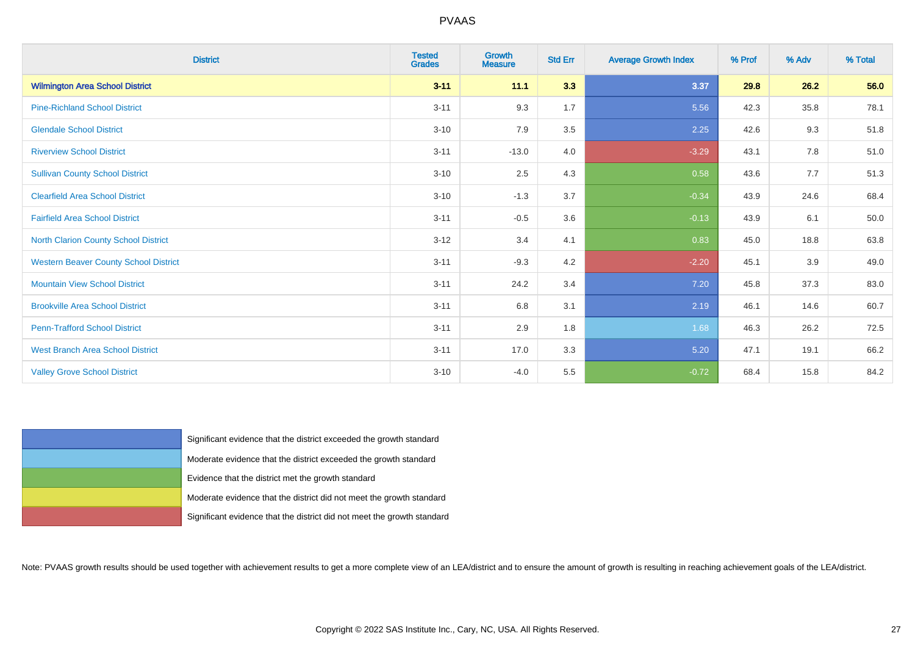# PVAAS

| District | Tested Grades | Growth Measure | Std Err | Average Growth Index | % Prof | % Adv | % Total |
|---|---|---|---|---|---|---|---|
| **Wilmington Area School District** | **3-11** | **11.1** | **3.3** | **3.37** | **29.8** | **26.2** | **56.0** |
| Pine-Richland School District | 3-11 | 9.3 | 1.7 | 5.56 | 42.3 | 35.8 | 78.1 |
| Glendale School District | 3-10 | 7.9 | 3.5 | 2.25 | 42.6 | 9.3 | 51.8 |
| Riverview School District | 3-11 | -13.0 | 4.0 | -3.29 | 43.1 | 7.8 | 51.0 |
| Sullivan County School District | 3-10 | 2.5 | 4.3 | 0.58 | 43.6 | 7.7 | 51.3 |
| Clearfield Area School District | 3-10 | -1.3 | 3.7 | -0.34 | 43.9 | 24.6 | 68.4 |
| Fairfield Area School District | 3-11 | -0.5 | 3.6 | -0.13 | 43.9 | 6.1 | 50.0 |
| North Clarion County School District | 3-12 | 3.4 | 4.1 | 0.83 | 45.0 | 18.8 | 63.8 |
| Western Beaver County School District | 3-11 | -9.3 | 4.2 | -2.20 | 45.1 | 3.9 | 49.0 |
| Mountain View School District | 3-11 | 24.2 | 3.4 | 7.20 | 45.8 | 37.3 | 83.0 |
| Brookville Area School District | 3-11 | 6.8 | 3.1 | 2.19 | 46.1 | 14.6 | 60.7 |
| Penn-Trafford School District | 3-11 | 2.9 | 1.8 | 1.68 | 46.3 | 26.2 | 72.5 |
| West Branch Area School District | 3-11 | 17.0 | 3.3 | 5.20 | 47.1 | 19.1 | 66.2 |
| Valley Grove School District | 3-10 | -4.0 | 5.5 | -0.72 | 68.4 | 15.8 | 84.2 |

Significant evidence that the district exceeded the growth standard

Moderate evidence that the district exceeded the growth standard

Evidence that the district met the growth standard

Moderate evidence that the district did not meet the growth standard

Significant evidence that the district did not meet the growth standard

Note: PVAAS growth results should be used together with achievement results to get a more complete view of an LEA/district and to ensure the amount of growth is resulting in reaching achievement goals of the LEA/district.

Copyright © 2022 SAS Institute Inc., Cary, NC, USA. All Rights Reserved.